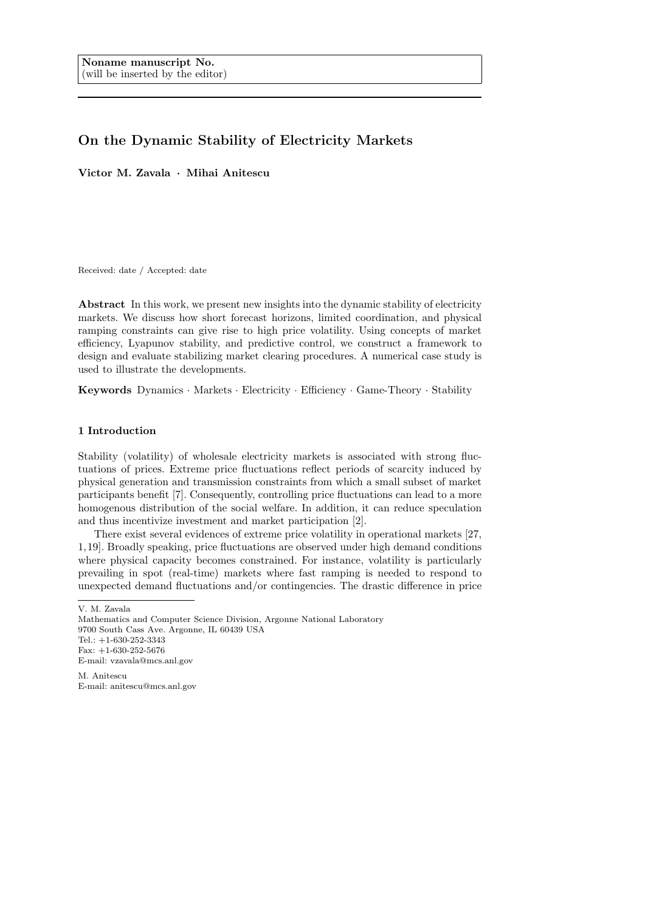**Noname manuscript No.**
(will be inserted by the editor)

# On the Dynamic Stability of Electricity Markets

**Victor M. Zavala · Mihai Anitescu**

Received: date / Accepted: date

**Abstract** In this work, we present new insights into the dynamic stability of electricity markets. We discuss how short forecast horizons, limited coordination, and physical ramping constraints can give rise to high price volatility. Using concepts of market efficiency, Lyapunov stability, and predictive control, we construct a framework to design and evaluate stabilizing market clearing procedures. A numerical case study is used to illustrate the developments.

**Keywords** Dynamics · Markets · Electricity · Efficiency · Game-Theory · Stability

## 1 Introduction

Stability (volatility) of wholesale electricity markets is associated with strong fluctuations of prices. Extreme price fluctuations reflect periods of scarcity induced by physical generation and transmission constraints from which a small subset of market participants benefit [7]. Consequently, controlling price fluctuations can lead to a more homogenous distribution of the social welfare. In addition, it can reduce speculation and thus incentivize investment and market participation [2].

There exist several evidences of extreme price volatility in operational markets [27, 1, 19]. Broadly speaking, price fluctuations are observed under high demand conditions where physical capacity becomes constrained. For instance, volatility is particularly prevailing in spot (real-time) markets where fast ramping is needed to respond to unexpected demand fluctuations and/or contingencies. The drastic difference in price

---

V. M. Zavala
Mathematics and Computer Science Division, Argonne National Laboratory
9700 South Cass Ave. Argonne, IL 60439 USA
Tel.: +1-630-252-3343
Fax: +1-630-252-5676
E-mail: vzavala@mcs.anl.gov

M. Anitescu
E-mail: anitescu@mcs.anl.gov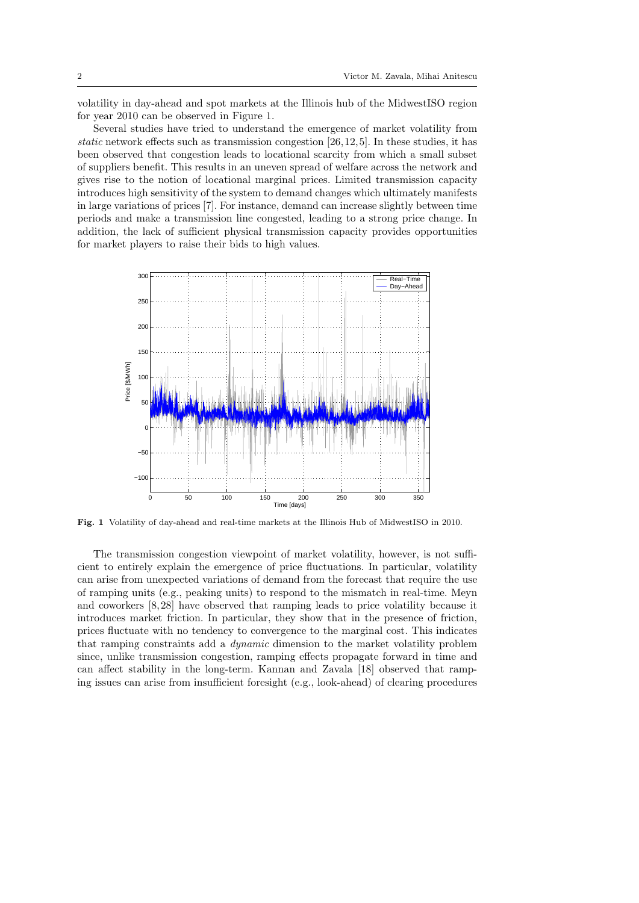volatility in day-ahead and spot markets at the Illinois hub of the MidwestISO region for year 2010 can be observed in Figure 1.

Several studies have tried to understand the emergence of market volatility from *static* network effects such as transmission congestion [26,12,5]. In these studies, it has been observed that congestion leads to locational scarcity from which a small subset of suppliers benefit. This results in an uneven spread of welfare across the network and gives rise to the notion of locational marginal prices. Limited transmission capacity introduces high sensitivity of the system to demand changes which ultimately manifests in large variations of prices [7]. For instance, demand can increase slightly between time periods and make a transmission line congested, leading to a strong price change. In addition, the lack of sufficient physical transmission capacity provides opportunities for market players to raise their bids to high values.

**Fig. 1** Volatility of day-ahead and real-time markets at the Illinois Hub of MidwestISO in 2010.

The transmission congestion viewpoint of market volatility, however, is not sufficient to entirely explain the emergence of price fluctuations. In particular, volatility can arise from unexpected variations of demand from the forecast that require the use of ramping units (e.g., peaking units) to respond to the mismatch in real-time. Meyn and coworkers [8,28] have observed that ramping leads to price volatility because it introduces market friction. In particular, they show that in the presence of friction, prices fluctuate with no tendency to convergence to the marginal cost. This indicates that ramping constraints add a *dynamic* dimension to the market volatility problem since, unlike transmission congestion, ramping effects propagate forward in time and can affect stability in the long-term. Kannan and Zavala [18] observed that ramping issues can arise from insufficient foresight (e.g., look-ahead) of clearing procedures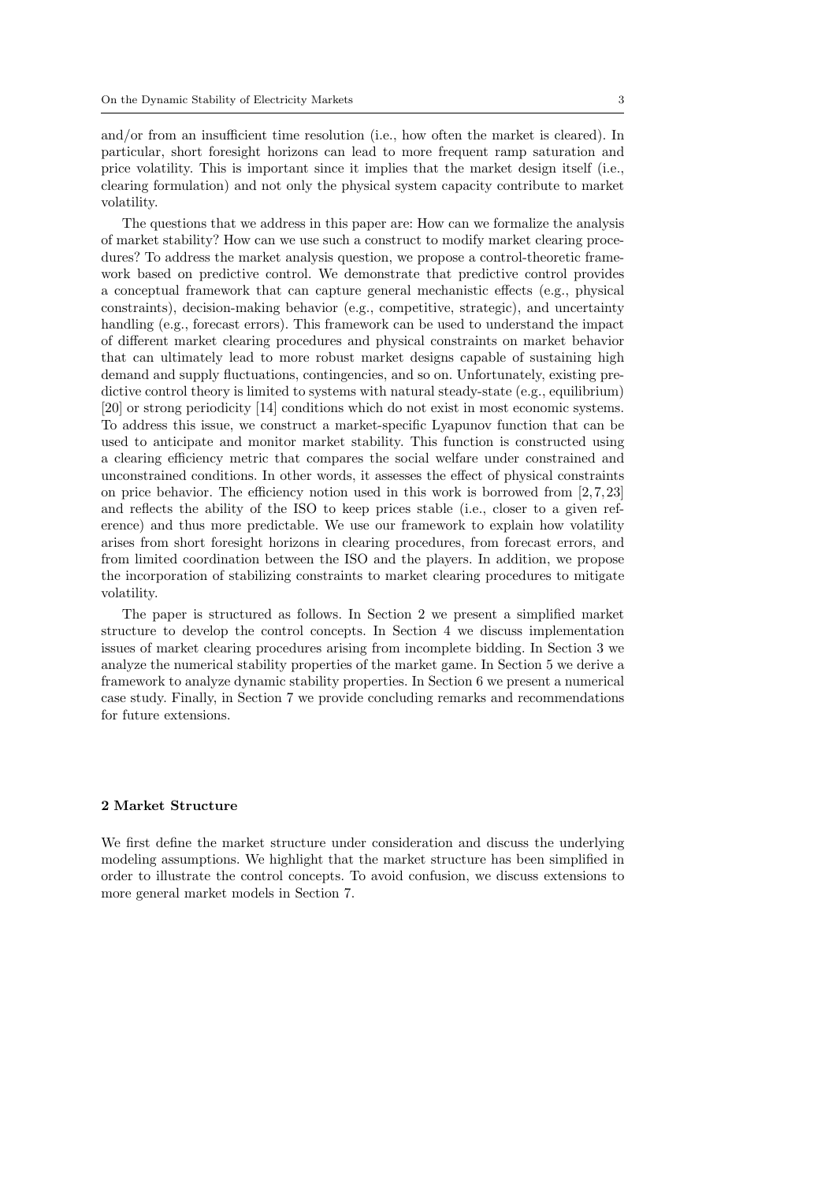and/or from an insufficient time resolution (i.e., how often the market is cleared). In particular, short foresight horizons can lead to more frequent ramp saturation and price volatility. This is important since it implies that the market design itself (i.e., clearing formulation) and not only the physical system capacity contribute to market volatility.

The questions that we address in this paper are: How can we formalize the analysis of market stability? How can we use such a construct to modify market clearing procedures? To address the market analysis question, we propose a control-theoretic framework based on predictive control. We demonstrate that predictive control provides a conceptual framework that can capture general mechanistic effects (e.g., physical constraints), decision-making behavior (e.g., competitive, strategic), and uncertainty handling (e.g., forecast errors). This framework can be used to understand the impact of different market clearing procedures and physical constraints on market behavior that can ultimately lead to more robust market designs capable of sustaining high demand and supply fluctuations, contingencies, and so on. Unfortunately, existing predictive control theory is limited to systems with natural steady-state (e.g., equilibrium) [20] or strong periodicity [14] conditions which do not exist in most economic systems. To address this issue, we construct a market-specific Lyapunov function that can be used to anticipate and monitor market stability. This function is constructed using a clearing efficiency metric that compares the social welfare under constrained and unconstrained conditions. In other words, it assesses the effect of physical constraints on price behavior. The efficiency notion used in this work is borrowed from [2,7,23] and reflects the ability of the ISO to keep prices stable (i.e., closer to a given reference) and thus more predictable. We use our framework to explain how volatility arises from short foresight horizons in clearing procedures, from forecast errors, and from limited coordination between the ISO and the players. In addition, we propose the incorporation of stabilizing constraints to market clearing procedures to mitigate volatility.

The paper is structured as follows. In Section 2 we present a simplified market structure to develop the control concepts. In Section 4 we discuss implementation issues of market clearing procedures arising from incomplete bidding. In Section 3 we analyze the numerical stability properties of the market game. In Section 5 we derive a framework to analyze dynamic stability properties. In Section 6 we present a numerical case study. Finally, in Section 7 we provide concluding remarks and recommendations for future extensions.

## 2 Market Structure

We first define the market structure under consideration and discuss the underlying modeling assumptions. We highlight that the market structure has been simplified in order to illustrate the control concepts. To avoid confusion, we discuss extensions to more general market models in Section 7.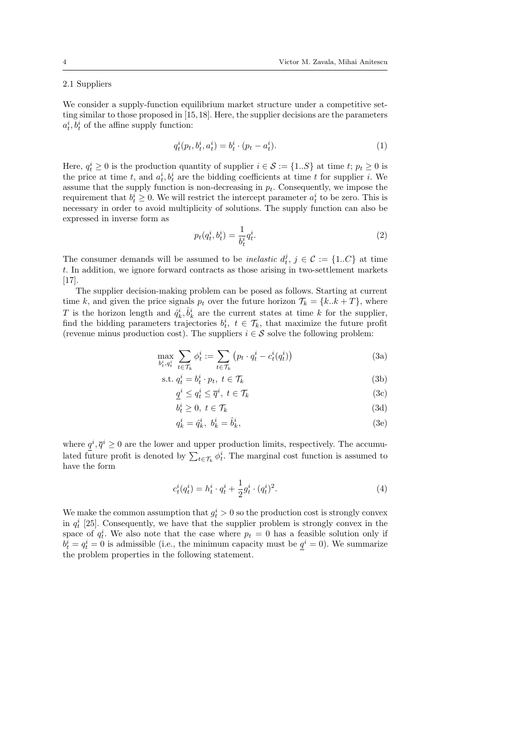### 2.1 Suppliers

We consider a supply-function equilibrium market structure under a competitive setting similar to those proposed in [15, 18]. Here, the supplier decisions are the parameters $a_t^i, b_t^i$ of the affine supply function:

$$q_t^i(p_t, b_t^i, a_t^i) = b_t^i \cdot (p_t - a_t^i). \tag{1}$$

Here, $q_t^i \geq 0$ is the production quantity of supplier $i \in \mathcal{S} := \{1..S\}$ at time $t$; $p_t \geq 0$ is the price at time $t$, and $a_t^i, b_t^i$ are the bidding coefficients at time $t$ for supplier $i$. We assume that the supply function is non-decreasing in $p_t$. Consequently, we impose the requirement that $b_t^i \geq 0$. We will restrict the intercept parameter $a_t^i$ to be zero. This is necessary in order to avoid multiplicity of solutions. The supply function can also be expressed in inverse form as

$$p_t(q_t^i, b_t^i) = \frac{1}{b_t^i} q_t^i. \tag{2}$$

The consumer demands will be assumed to be *inelastic* $d_t^j$, $j \in \mathcal{C} := \{1..C\}$ at time $t$. In addition, we ignore forward contracts as those arising in two-settlement markets [17].

The supplier decision-making problem can be posed as follows. Starting at current time $k$, and given the price signals $p_t$ over the future horizon $\mathcal{T}_k = \{k..k+T\}$, where $T$ is the horizon length and $\hat{q}_k^i, \hat{b}_k^i$ are the current states at time $k$ for the supplier, find the bidding parameters trajectories $b_t^i$, $t \in \mathcal{T}_k$, that maximize the future profit (revenue minus production cost). The suppliers $i \in \mathcal{S}$ solve the following problem:

$$\max_{b_t^i, q_t^i} \sum_{t \in \mathcal{T}_k} \phi_t^i := \sum_{t \in \mathcal{T}_k} \left( p_t \cdot q_t^i - c_t^i(q_t^i) \right) \tag{3a}$$

$$\text{s.t. } q_t^i = b_t^i \cdot p_t, \; t \in \mathcal{T}_k \tag{3b}$$

$$\underline{q}^i \leq q_t^i \leq \overline{q}^i, \; t \in \mathcal{T}_k \tag{3c}$$

$$b_t^i \geq 0, \; t \in \mathcal{T}_k \tag{3d}$$

$$q_k^i = \hat{q}_k^i, \; b_k^i = \hat{b}_k^i, \tag{3e}$$

where $\underline{q}^i, \overline{q}^i \geq 0$ are the lower and upper production limits, respectively. The accumulated future profit is denoted by $\sum_{t \in \mathcal{T}_k} \phi_t^i$. The marginal cost function is assumed to have the form

$$c_t^i(q_t^i) = h_t^i \cdot q_t^i + \frac{1}{2} g_t^i \cdot (q_t^i)^2. \tag{4}$$

We make the common assumption that $g_t^i > 0$ so the production cost is strongly convex in $q_t^i$ [25]. Consequently, we have that the supplier problem is strongly convex in the space of $q_t^i$. We also note that the case where $p_t = 0$ has a feasible solution only if $b_t^i = q_t^i = 0$ is admissible (i.e., the minimum capacity must be $\underline{q}^i = 0$). We summarize the problem properties in the following statement.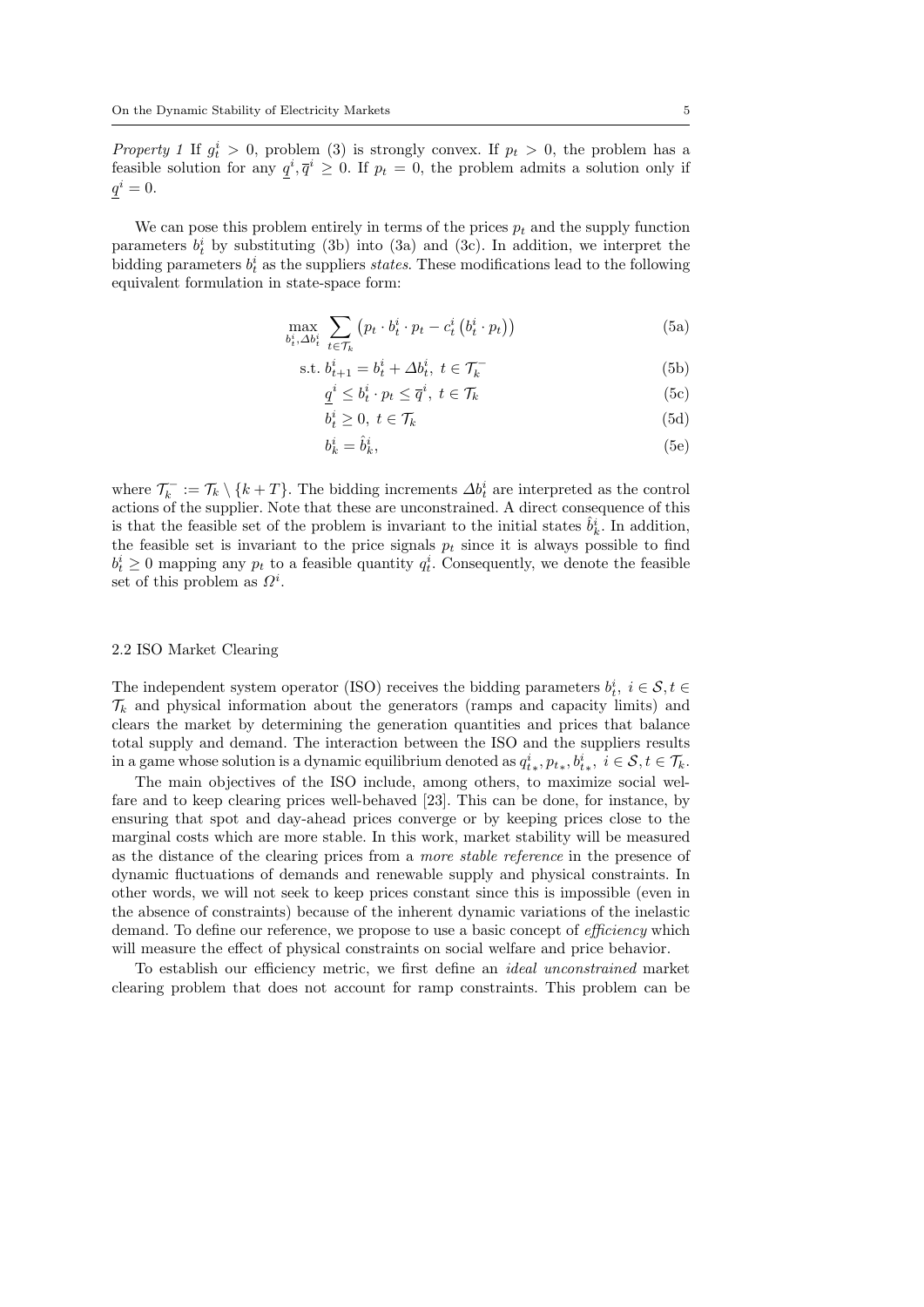*Property 1* If $g_t^i > 0$, problem (3) is strongly convex. If $p_t > 0$, the problem has a feasible solution for any $\underline{q}^i, \overline{q}^i \geq 0$. If $p_t = 0$, the problem admits a solution only if $\underline{q}^i = 0$.

We can pose this problem entirely in terms of the prices $p_t$ and the supply function parameters $b_t^i$ by substituting (3b) into (3a) and (3c). In addition, we interpret the bidding parameters $b_t^i$ as the suppliers *states*. These modifications lead to the following equivalent formulation in state-space form:

$$\max_{b_t^i, \Delta b_t^i} \sum_{t \in \mathcal{T}_k} \left( p_t \cdot b_t^i \cdot p_t - c_t^i \left( b_t^i \cdot p_t \right) \right) \tag{5a}$$

$$\text{s.t. } b_{t+1}^i = b_t^i + \Delta b_t^i, \ t \in \mathcal{T}_k^- \tag{5b}$$

$$\underline{q}^i \leq b_t^i \cdot p_t \leq \overline{q}^i, \ t \in \mathcal{T}_k \tag{5c}$$

$$b_t^i \geq 0, \ t \in \mathcal{T}_k \tag{5d}$$

$$b_k^i = \hat{b}_k^i, \tag{5e}$$

where $\mathcal{T}_k^- := \mathcal{T}_k \setminus \{k+T\}$. The bidding increments $\Delta b_t^i$ are interpreted as the control actions of the supplier. Note that these are unconstrained. A direct consequence of this is that the feasible set of the problem is invariant to the initial states $\hat{b}_k^i$. In addition, the feasible set is invariant to the price signals $p_t$ since it is always possible to find $b_t^i \geq 0$ mapping any $p_t$ to a feasible quantity $q_t^i$. Consequently, we denote the feasible set of this problem as $\Omega^i$.

### 2.2 ISO Market Clearing

The independent system operator (ISO) receives the bidding parameters $b_t^i, \ i \in \mathcal{S}, t \in \mathcal{T}_k$ and physical information about the generators (ramps and capacity limits) and clears the market by determining the generation quantities and prices that balance total supply and demand. The interaction between the ISO and the suppliers results in a game whose solution is a dynamic equilibrium denoted as $q_{t*}^i, p_{t*}, b_{t*}^i, \ i \in \mathcal{S}, t \in \mathcal{T}_k$.

The main objectives of the ISO include, among others, to maximize social welfare and to keep clearing prices well-behaved [23]. This can be done, for instance, by ensuring that spot and day-ahead prices converge or by keeping prices close to the marginal costs which are more stable. In this work, market stability will be measured as the distance of the clearing prices from a *more stable reference* in the presence of dynamic fluctuations of demands and renewable supply and physical constraints. In other words, we will not seek to keep prices constant since this is impossible (even in the absence of constraints) because of the inherent dynamic variations of the inelastic demand. To define our reference, we propose to use a basic concept of *efficiency* which will measure the effect of physical constraints on social welfare and price behavior.

To establish our efficiency metric, we first define an *ideal unconstrained* market clearing problem that does not account for ramp constraints. This problem can be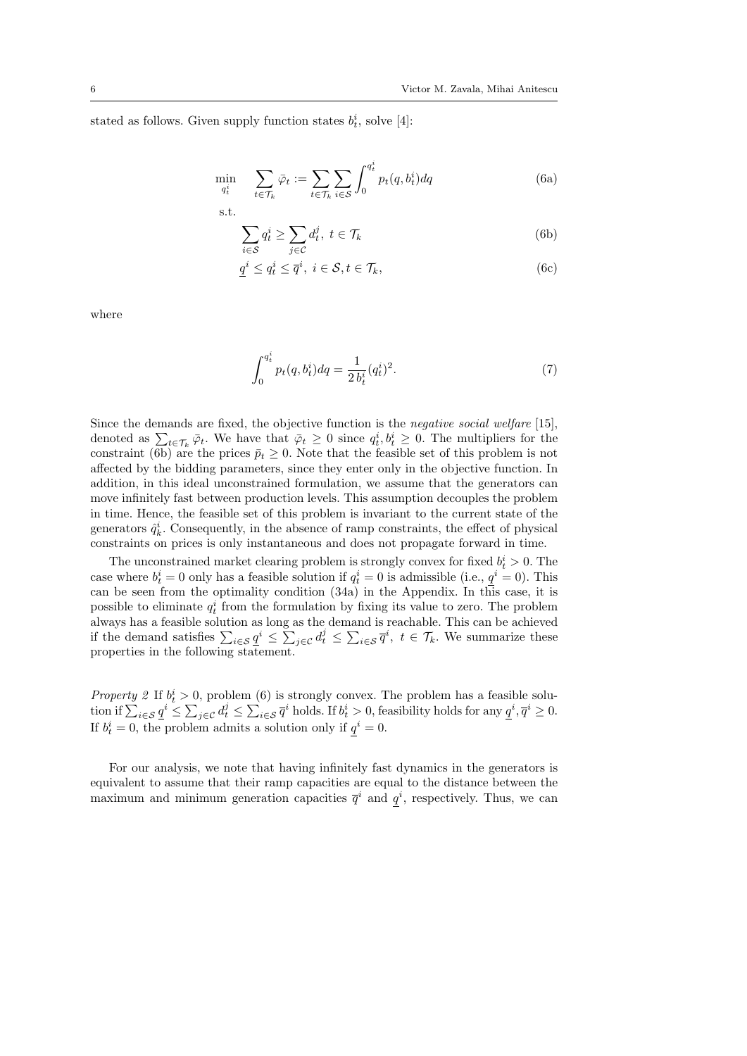stated as follows. Given supply function states $b_t^i$, solve [4]:

$$
\min_{q_t^i} \quad \sum_{t \in \mathcal{T}_k} \bar{\varphi}_t := \sum_{t \in \mathcal{T}_k} \sum_{i \in \mathcal{S}} \int_0^{q_t^i} p_t(q, b_t^i) dq \tag{6a}
$$

s.t.

$$
\sum_{i \in \mathcal{S}} q_t^i \geq \sum_{j \in \mathcal{C}} d_t^j, \; t \in \mathcal{T}_k \tag{6b}
$$

$$
\underline{q}^i \leq q_t^i \leq \overline{q}^i, \; i \in \mathcal{S}, t \in \mathcal{T}_k, \tag{6c}
$$

where

$$
\int_0^{q_t^i} p_t(q, b_t^i) dq = \frac{1}{2\, b_t^i} (q_t^i)^2. \tag{7}
$$

Since the demands are fixed, the objective function is the *negative social welfare* [15], denoted as $\sum_{t \in \mathcal{T}_k} \bar{\varphi}_t$. We have that $\bar{\varphi}_t \geq 0$ since $q_t^i, b_t^i \geq 0$. The multipliers for the constraint (6b) are the prices $\bar{p}_t \geq 0$. Note that the feasible set of this problem is not affected by the bidding parameters, since they enter only in the objective function. In addition, in this ideal unconstrained formulation, we assume that the generators can move infinitely fast between production levels. This assumption decouples the problem in time. Hence, the feasible set of this problem is invariant to the current state of the generators $\hat{q}_k^i$. Consequently, in the absence of ramp constraints, the effect of physical constraints on prices is only instantaneous and does not propagate forward in time.

The unconstrained market clearing problem is strongly convex for fixed $b_t^i > 0$. The case where $b_t^i = 0$ only has a feasible solution if $q_t^i = 0$ is admissible (i.e., $\underline{q}^i = 0$). This can be seen from the optimality condition (34a) in the Appendix. In this case, it is possible to eliminate $q_t^i$ from the formulation by fixing its value to zero. The problem always has a feasible solution as long as the demand is reachable. This can be achieved if the demand satisfies $\sum_{i \in \mathcal{S}} \underline{q}^i \leq \sum_{j \in \mathcal{C}} d_t^j \leq \sum_{i \in \mathcal{S}} \overline{q}^i, \; t \in \mathcal{T}_k$. We summarize these properties in the following statement.

*Property 2* If $b_t^i > 0$, problem (6) is strongly convex. The problem has a feasible solution if $\sum_{i \in \mathcal{S}} \underline{q}^i \leq \sum_{j \in \mathcal{C}} d_t^j \leq \sum_{i \in \mathcal{S}} \overline{q}^i$ holds. If $b_t^i > 0$, feasibility holds for any $\underline{q}^i, \overline{q}^i \geq 0$. If $b_t^i = 0$, the problem admits a solution only if $\underline{q}^i = 0$.

For our analysis, we note that having infinitely fast dynamics in the generators is equivalent to assume that their ramp capacities are equal to the distance between the maximum and minimum generation capacities $\overline{q}^i$ and $\underline{q}^i$, respectively. Thus, we can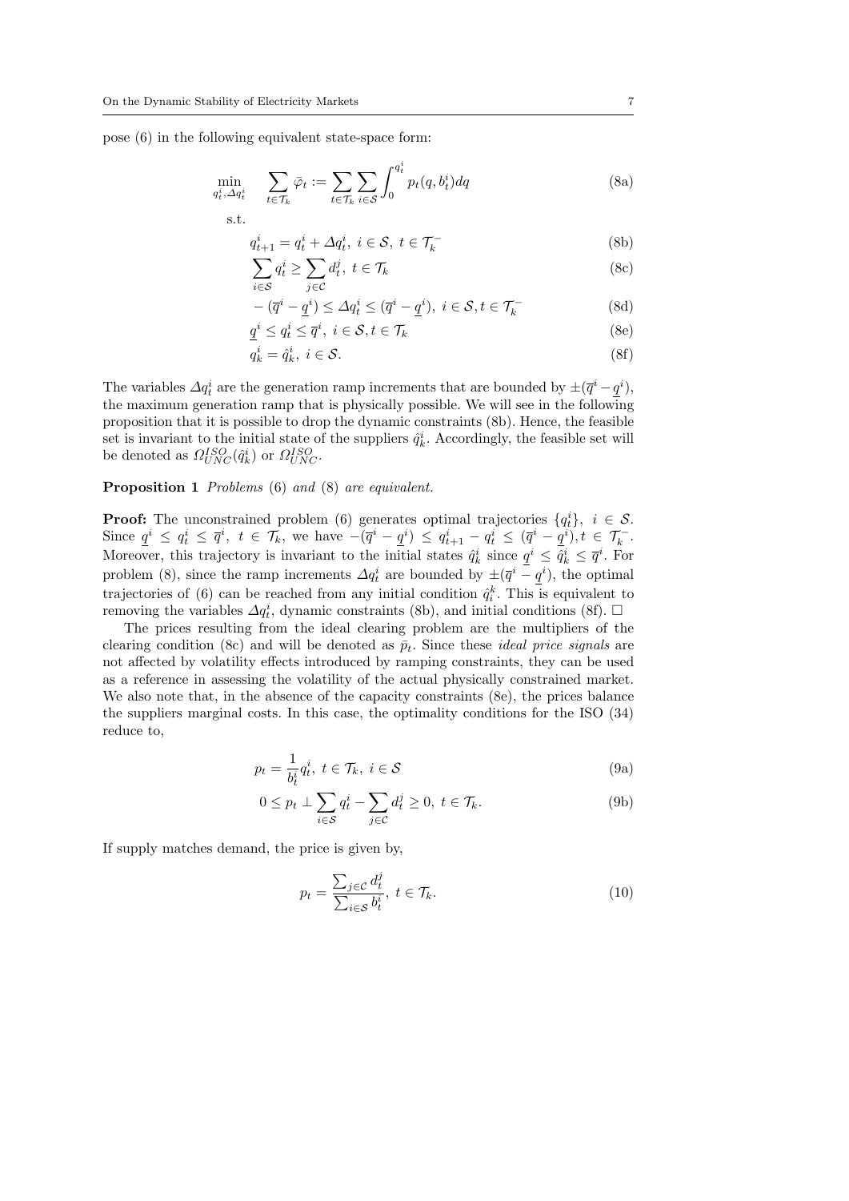pose (6) in the following equivalent state-space form:

$$\min_{q_t^i, \Delta q_t^i} \quad \sum_{t\in\mathcal{T}_k} \bar{\varphi}_t := \sum_{t\in\mathcal{T}_k}\sum_{i\in\mathcal{S}} \int_0^{q_t^i} p_t(q, b_t^i)dq \tag{8a}$$

s.t.

$$q_{t+1}^i = q_t^i + \Delta q_t^i,\ i\in\mathcal{S},\ t\in\mathcal{T}_k^- \tag{8b}$$

$$\sum_{i\in\mathcal{S}} q_t^i \geq \sum_{j\in\mathcal{C}} d_t^j,\ t\in\mathcal{T}_k \tag{8c}$$

$$-(\overline{q}^i - \underline{q}^i) \leq \Delta q_t^i \leq (\overline{q}^i - \underline{q}^i),\ i\in\mathcal{S}, t\in\mathcal{T}_k^- \tag{8d}$$

$$\underline{q}^i \leq q_t^i \leq \overline{q}^i,\ i\in\mathcal{S}, t\in\mathcal{T}_k \tag{8e}$$

$$q_k^i = \hat{q}_k^i,\ i\in\mathcal{S}. \tag{8f}$$

The variables $\Delta q_t^i$ are the generation ramp increments that are bounded by $\pm(\overline{q}^i - \underline{q}^i)$, the maximum generation ramp that is physically possible. We will see in the following proposition that it is possible to drop the dynamic constraints (8b). Hence, the feasible set is invariant to the initial state of the suppliers $\hat{q}_k^i$. Accordingly, the feasible set will be denoted as $\Omega_{UNC}^{ISO}(\hat{q}_k^i)$ or $\Omega_{UNC}^{ISO}$.

**Proposition 1** *Problems* (6) *and* (8) *are equivalent.*

**Proof:** The unconstrained problem (6) generates optimal trajectories $\{q_t^i\},\ i\in\mathcal{S}$. Since $\underline{q}^i \leq q_t^i \leq \overline{q}^i,\ t\in\mathcal{T}_k$, we have $-(\overline{q}^i - \underline{q}^i) \leq q_{t+1}^i - q_t^i \leq (\overline{q}^i - \underline{q}^i), t\in\mathcal{T}_k^-$. Moreover, this trajectory is invariant to the initial states $\hat{q}_k^i$ since $\underline{q}^i \leq \hat{q}_k^i \leq \overline{q}^i$. For problem (8), since the ramp increments $\Delta q_t^i$ are bounded by $\pm(\overline{q}^i - \underline{q}^i)$, the optimal trajectories of (6) can be reached from any initial condition $\hat{q}_i^k$. This is equivalent to removing the variables $\Delta q_t^i$, dynamic constraints (8b), and initial conditions (8f). $\square$

The prices resulting from the ideal clearing problem are the multipliers of the clearing condition (8c) and will be denoted as $\bar{p}_t$. Since these *ideal price signals* are not affected by volatility effects introduced by ramping constraints, they can be used as a reference in assessing the volatility of the actual physically constrained market. We also note that, in the absence of the capacity constraints (8e), the prices balance the suppliers marginal costs. In this case, the optimality conditions for the ISO (34) reduce to,

$$p_t = \frac{1}{b_t^i} q_t^i,\ t\in\mathcal{T}_k,\ i\in\mathcal{S} \tag{9a}$$

$$0 \leq p_t \perp \sum_{i\in\mathcal{S}} q_t^i - \sum_{j\in\mathcal{C}} d_t^j \geq 0,\ t\in\mathcal{T}_k. \tag{9b}$$

If supply matches demand, the price is given by,

$$p_t = \frac{\sum_{j\in\mathcal{C}} d_t^j}{\sum_{i\in\mathcal{S}} b_t^i},\ t\in\mathcal{T}_k. \tag{10}$$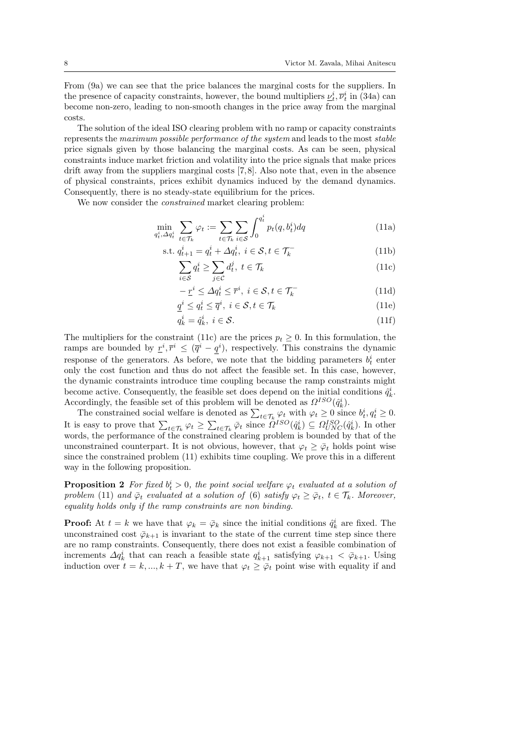From (9a) we can see that the price balances the marginal costs for the suppliers. In the presence of capacity constraints, however, the bound multipliers $\underline{\nu}_t^i, \overline{\nu}_t^i$ in (34a) can become non-zero, leading to non-smooth changes in the price away from the marginal costs.

The solution of the ideal ISO clearing problem with no ramp or capacity constraints represents the *maximum possible performance of the system* and leads to the most *stable* price signals given by those balancing the marginal costs. As can be seen, physical constraints induce market friction and volatility into the price signals that make prices drift away from the suppliers marginal costs [7,8]. Also note that, even in the absence of physical constraints, prices exhibit dynamics induced by the demand dynamics. Consequently, there is no steady-state equilibrium for the prices.

We now consider the *constrained* market clearing problem:

$$\min_{q_t^i, \Delta q_t^i} \; \sum_{t\in\mathcal{T}_k} \varphi_t := \sum_{t\in\mathcal{T}_k} \sum_{i\in\mathcal{S}} \int_0^{q_t^i} p_t(q, b_t^i)dq \tag{11a}$$

$$\text{s.t. } q_{t+1}^i = q_t^i + \Delta q_t^i, \; i \in \mathcal{S}, t \in \mathcal{T}_k^- \tag{11b}$$

$$\sum_{i\in\mathcal{S}} q_t^i \geq \sum_{j\in\mathcal{C}} d_t^j, \; t \in \mathcal{T}_k \tag{11c}$$

$$-\underline{r}^i \leq \Delta q_t^i \leq \overline{r}^i, \; i \in \mathcal{S}, t \in \mathcal{T}_k^- \tag{11d}$$

$$\underline{q}^i \leq q_t^i \leq \overline{q}^i, \; i \in \mathcal{S}, t \in \mathcal{T}_k \tag{11e}$$

$$q_k^i = \hat{q}_k^i, \; i \in \mathcal{S}. \tag{11f}$$

The multipliers for the constraint (11c) are the prices $p_t \geq 0$. In this formulation, the ramps are bounded by $\underline{r}^i, \overline{r}^i \leq (\overline{q}^i - \underline{q}^i)$, respectively. This constrains the dynamic response of the generators. As before, we note that the bidding parameters $b_t^i$ enter only the cost function and thus do not affect the feasible set. In this case, however, the dynamic constraints introduce time coupling because the ramp constraints might become active. Consequently, the feasible set does depend on the initial conditions $\hat{q}_k^i$. Accordingly, the feasible set of this problem will be denoted as $\Omega^{ISO}(\hat{q}_k^i)$.

The constrained social welfare is denoted as $\sum_{t\in\mathcal{T}_k} \varphi_t$ with $\varphi_t \geq 0$ since $b_t^i, q_t^i \geq 0$. It is easy to prove that $\sum_{t\in\mathcal{T}_k} \varphi_t \geq \sum_{t\in\mathcal{T}_k} \bar{\varphi}_t$ since $\Omega^{ISO}(\hat{q}_k^i) \subseteq \Omega^{ISO}_{UNC}(\hat{q}_k^i)$. In other words, the performance of the constrained clearing problem is bounded by that of the unconstrained counterpart. It is not obvious, however, that $\varphi_t \geq \bar{\varphi}_t$ holds point wise since the constrained problem (11) exhibits time coupling. We prove this in a different way in the following proposition.

**Proposition 2** *For fixed $b_t^i > 0$, the point social welfare $\varphi_t$ evaluated at a solution of problem* (11) *and $\bar{\varphi}_t$ evaluated at a solution of* (6) *satisfy $\varphi_t \geq \bar{\varphi}_t$, $t \in \mathcal{T}_k$. Moreover, equality holds only if the ramp constraints are non binding.*

**Proof:** At $t = k$ we have that $\varphi_k = \bar{\varphi}_k$ since the initial conditions $\hat{q}_k^i$ are fixed. The unconstrained cost $\bar{\varphi}_{k+1}$ is invariant to the state of the current time step since there are no ramp constraints. Consequently, there does not exist a feasible combination of increments $\Delta q_k^i$ that can reach a feasible state $q_{k+1}^i$ satisfying $\varphi_{k+1} < \bar{\varphi}_{k+1}$. Using induction over $t = k, ..., k+T$, we have that $\varphi_t \geq \bar{\varphi}_t$ point wise with equality if and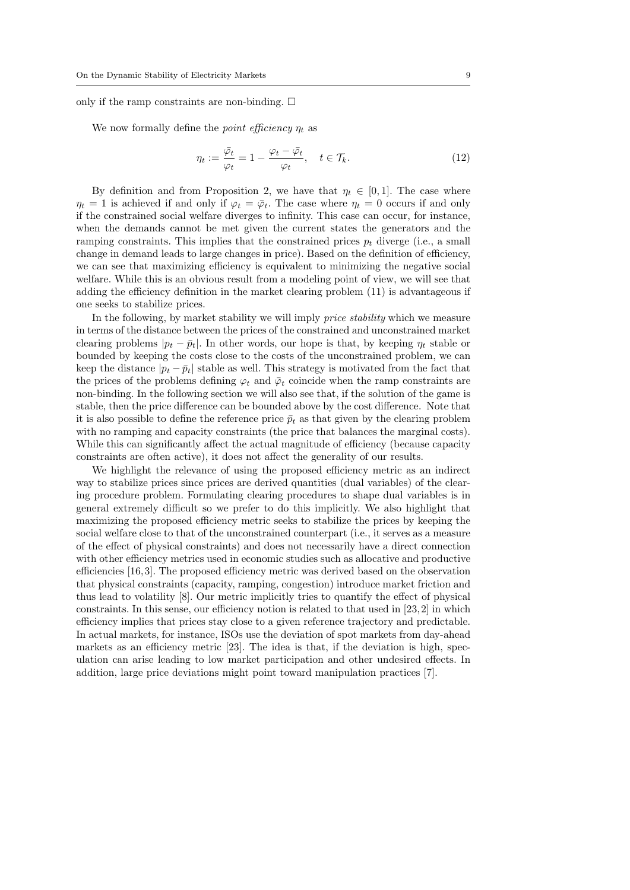only if the ramp constraints are non-binding. $\square$

We now formally define the *point efficiency* $\eta_t$ as

$$\eta_t := \frac{\bar{\varphi}_t}{\varphi_t} = 1 - \frac{\varphi_t - \bar{\varphi}_t}{\varphi_t}, \quad t \in \mathcal{T}_k. \tag{12}$$

By definition and from Proposition 2, we have that $\eta_t \in [0, 1]$. The case where $\eta_t = 1$ is achieved if and only if $\varphi_t = \bar{\varphi}_t$. The case where $\eta_t = 0$ occurs if and only if the constrained social welfare diverges to infinity. This case can occur, for instance, when the demands cannot be met given the current states the generators and the ramping constraints. This implies that the constrained prices $p_t$ diverge (i.e., a small change in demand leads to large changes in price). Based on the definition of efficiency, we can see that maximizing efficiency is equivalent to minimizing the negative social welfare. While this is an obvious result from a modeling point of view, we will see that adding the efficiency definition in the market clearing problem (11) is advantageous if one seeks to stabilize prices.

In the following, by market stability we will imply *price stability* which we measure in terms of the distance between the prices of the constrained and unconstrained market clearing problems $|p_t - \bar{p}_t|$. In other words, our hope is that, by keeping $\eta_t$ stable or bounded by keeping the costs close to the costs of the unconstrained problem, we can keep the distance $|p_t - \bar{p}_t|$ stable as well. This strategy is motivated from the fact that the prices of the problems defining $\varphi_t$ and $\bar{\varphi}_t$ coincide when the ramp constraints are non-binding. In the following section we will also see that, if the solution of the game is stable, then the price difference can be bounded above by the cost difference. Note that it is also possible to define the reference price $\bar{p}_t$ as that given by the clearing problem with no ramping and capacity constraints (the price that balances the marginal costs). While this can significantly affect the actual magnitude of efficiency (because capacity constraints are often active), it does not affect the generality of our results.

We highlight the relevance of using the proposed efficiency metric as an indirect way to stabilize prices since prices are derived quantities (dual variables) of the clearing procedure problem. Formulating clearing procedures to shape dual variables is in general extremely difficult so we prefer to do this implicitly. We also highlight that maximizing the proposed efficiency metric seeks to stabilize the prices by keeping the social welfare close to that of the unconstrained counterpart (i.e., it serves as a measure of the effect of physical constraints) and does not necessarily have a direct connection with other efficiency metrics used in economic studies such as allocative and productive efficiencies [16, 3]. The proposed efficiency metric was derived based on the observation that physical constraints (capacity, ramping, congestion) introduce market friction and thus lead to volatility [8]. Our metric implicitly tries to quantify the effect of physical constraints. In this sense, our efficiency notion is related to that used in [23, 2] in which efficiency implies that prices stay close to a given reference trajectory and predictable. In actual markets, for instance, ISOs use the deviation of spot markets from day-ahead markets as an efficiency metric [23]. The idea is that, if the deviation is high, speculation can arise leading to low market participation and other undesired effects. In addition, large price deviations might point toward manipulation practices [7].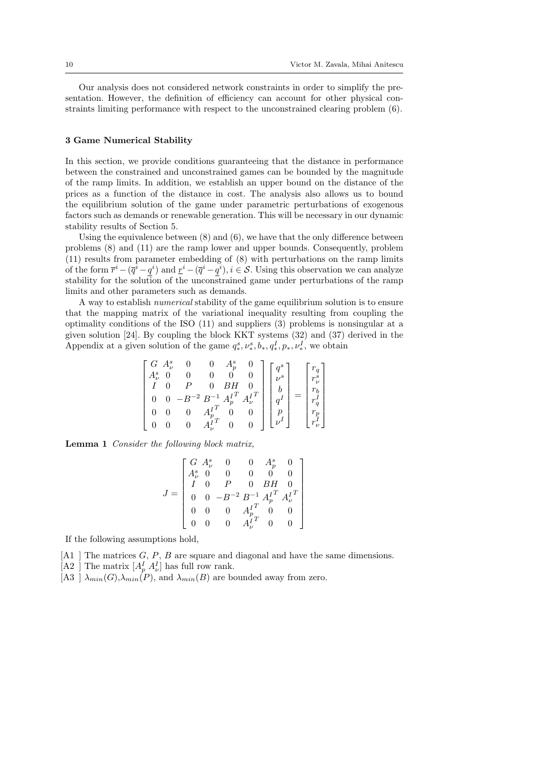Our analysis does not considered network constraints in order to simplify the presentation. However, the definition of efficiency can account for other physical constraints limiting performance with respect to the unconstrained clearing problem (6).

## 3 Game Numerical Stability

In this section, we provide conditions guaranteeing that the distance in performance between the constrained and unconstrained games can be bounded by the magnitude of the ramp limits. In addition, we establish an upper bound on the distance of the prices as a function of the distance in cost. The analysis also allows us to bound the equilibrium solution of the game under parametric perturbations of exogenous factors such as demands or renewable generation. This will be necessary in our dynamic stability results of Section 5.

Using the equivalence between (8) and (6), we have that the only difference between problems (8) and (11) are the ramp lower and upper bounds. Consequently, problem (11) results from parameter embedding of (8) with perturbations on the ramp limits of the form $\overline{r}^i - (\overline{q}^i - \underline{q}^i)$ and $\underline{r}^i - (\overline{q}^i - \underline{q}^i), i \in \mathcal{S}$. Using this observation we can analyze stability for the solution of the unconstrained game under perturbations of the ramp limits and other parameters such as demands.

A way to establish *numerical* stability of the game equilibrium solution is to ensure that the mapping matrix of the variational inequality resulting from coupling the optimality conditions of the ISO (11) and suppliers (3) problems is nonsingular at a given solution [24]. By coupling the block KKT systems (32) and (37) derived in the Appendix at a given solution of the game $q^s_*, \nu^s_*, b_*, q^I_*, p_*, \nu^I_*$, we obtain

$$
\begin{bmatrix}
G & A^s_\nu & 0 & 0 & A^s_p & 0 \\
A^s_\nu & 0 & 0 & 0 & 0 & 0 \\
I & 0 & P & 0 & BH & 0 \\
0 & 0 & -B^{-2} & B^{-1} & {A^I_p}^T & {A^I_\nu}^T \\
0 & 0 & 0 & {A^I_p}^T & 0 & 0 \\
0 & 0 & 0 & {A^I_\nu}^T & 0 & 0
\end{bmatrix}
\begin{bmatrix}
q^s \\ \nu^s \\ b \\ q^I \\ p \\ \nu^I
\end{bmatrix}
=
\begin{bmatrix}
r_q \\ r^s_\nu \\ r_b \\ r^I_q \\ r_p \\ r^I_\nu
\end{bmatrix}
$$

**Lemma 1** *Consider the following block matrix,*

$$
J = \begin{bmatrix}
G & A^s_\nu & 0 & 0 & A^s_p & 0 \\
A^s_\nu & 0 & 0 & 0 & 0 & 0 \\
I & 0 & P & 0 & BH & 0 \\
0 & 0 & -B^{-2} & B^{-1} & {A^I_p}^T & {A^I_\nu}^T \\
0 & 0 & 0 & {A^I_p}^T & 0 & 0 \\
0 & 0 & 0 & {A^I_\nu}^T & 0 & 0
\end{bmatrix}
$$

*If the following assumptions hold,*

- [A1 ] The matrices $G$, $P$, $B$ are square and diagonal and have the same dimensions.
- [A2 ] The matrix $[A^I_p \; A^I_\nu]$ has full row rank.
- [A3 ] $\lambda_{min}(G)$,$\lambda_{min}(P)$, and $\lambda_{min}(B)$ are bounded away from zero.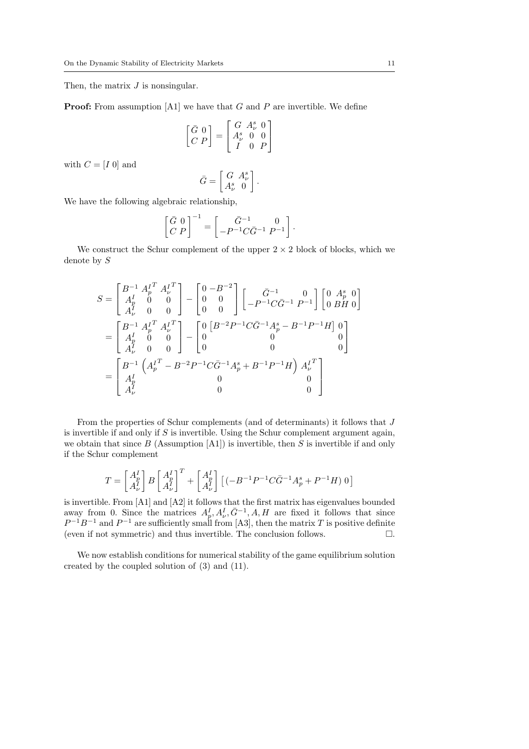Then, the matrix $J$ is nonsingular.

**Proof:** From assumption [A1] we have that $G$ and $P$ are invertible. We define

$$
\begin{bmatrix} \bar{G} & 0 \\ C & P \end{bmatrix} = \begin{bmatrix} G & A_\nu^s & 0 \\ A_\nu^s & 0 & 0 \\ I & 0 & P \end{bmatrix}
$$

with $C = [I \; 0]$ and

$$
\bar{G} = \begin{bmatrix} G & A_\nu^s \\ A_\nu^s & 0 \end{bmatrix}.
$$

We have the following algebraic relationship,

$$
\begin{bmatrix} \bar{G} & 0 \\ C & P \end{bmatrix}^{-1} = \begin{bmatrix} \bar{G}^{-1} & 0 \\ -P^{-1}C\bar{G}^{-1} & P^{-1} \end{bmatrix}.
$$

We construct the Schur complement of the upper $2 \times 2$ block of blocks, which we denote by $S$

$$
\begin{aligned}
S &= \begin{bmatrix} B^{-1} & {A_p^I}^T & {A_\nu^I}^T \\ A_p^I & 0 & 0 \\ A_\nu^I & 0 & 0 \end{bmatrix} - \begin{bmatrix} 0 & -B^{-2} \\ 0 & 0 \\ 0 & 0 \end{bmatrix} \begin{bmatrix} \bar{G}^{-1} & 0 \\ -P^{-1}C\bar{G}^{-1} & P^{-1} \end{bmatrix} \begin{bmatrix} 0 & A_p^s & 0 \\ 0 & BH & 0 \end{bmatrix} \\
&= \begin{bmatrix} B^{-1} & {A_p^I}^T & {A_\nu^I}^T \\ A_p^I & 0 & 0 \\ A_\nu^I & 0 & 0 \end{bmatrix} - \begin{bmatrix} 0 & \left[B^{-2}P^{-1}C\bar{G}^{-1}A_p^s - B^{-1}P^{-1}H\right] & 0 \\ 0 & 0 & 0 \\ 0 & 0 & 0 \end{bmatrix} \\
&= \begin{bmatrix} B^{-1} & \left({A_p^I}^T - B^{-2}P^{-1}C\bar{G}^{-1}A_p^s + B^{-1}P^{-1}H\right) & {A_\nu^I}^T \\ A_p^I & 0 & 0 \\ A_\nu^I & 0 & 0 \end{bmatrix}
\end{aligned}
$$

From the properties of Schur complements (and of determinants) it follows that $J$ is invertible if and only if $S$ is invertible. Using the Schur complement argument again, we obtain that since $B$ (Assumption [A1]) is invertible, then $S$ is invertible if and only if the Schur complement

$$
T = \begin{bmatrix} A_p^I \\ A_\nu^I \end{bmatrix} B \begin{bmatrix} A_p^I \\ A_\nu^I \end{bmatrix}^T + \begin{bmatrix} A_p^I \\ A_\nu^I \end{bmatrix} \left[ \left(-B^{-1}P^{-1}C\bar{G}^{-1}A_p^s + P^{-1}H\right) \; 0 \right]
$$

is invertible. From [A1] and [A2] it follows that the first matrix has eigenvalues bounded away from 0. Since the matrices $A_p^I, A_\nu^I, \bar{G}^{-1}, A, H$ are fixed it follows that since $P^{-1}B^{-1}$ and $P^{-1}$ are sufficiently small from [A3], then the matrix $T$ is positive definite (even if not symmetric) and thus invertible. The conclusion follows. $\square$.

We now establish conditions for numerical stability of the game equilibrium solution created by the coupled solution of (3) and (11).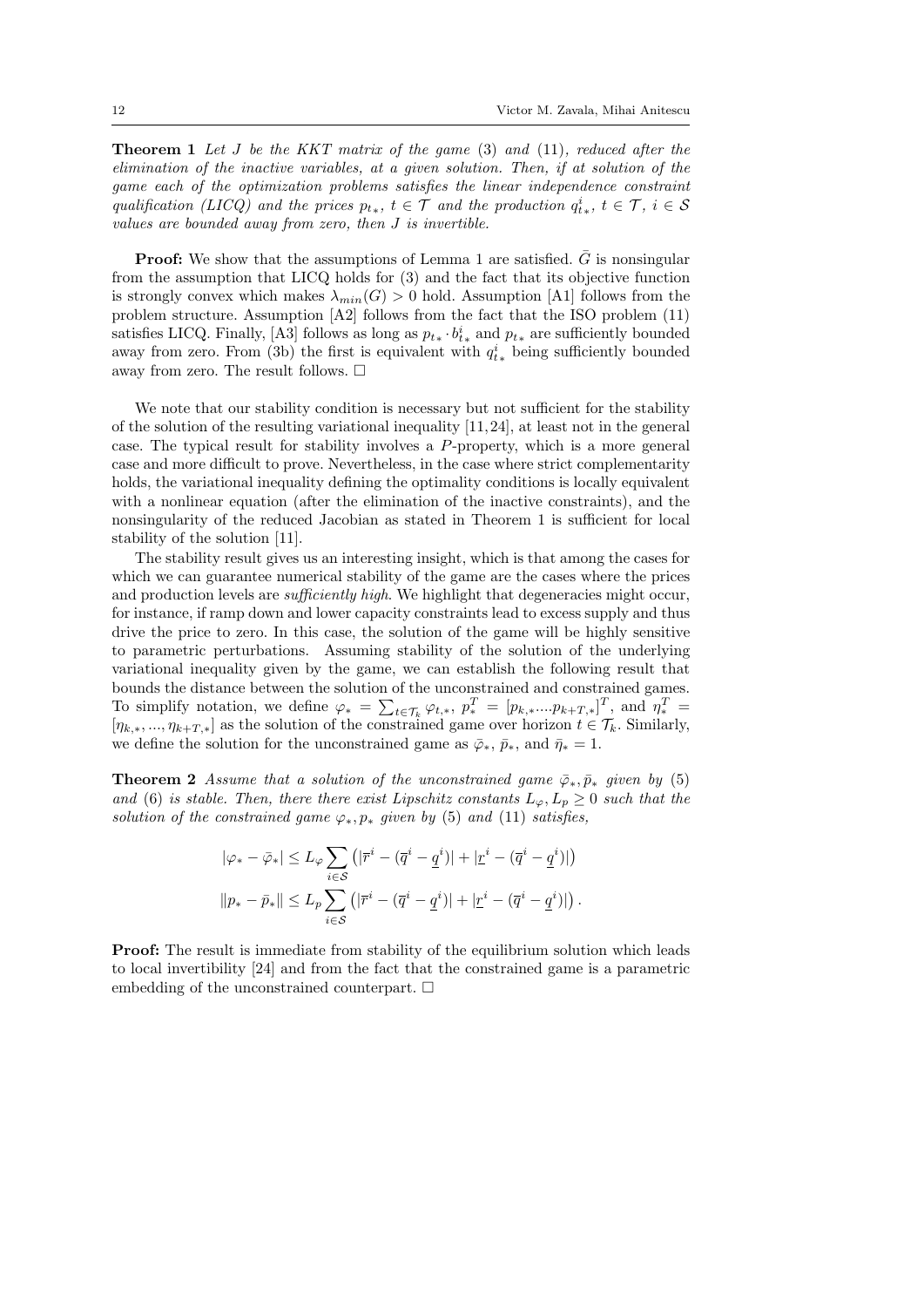**Theorem 1** *Let $J$ be the KKT matrix of the game (3) and (11), reduced after the elimination of the inactive variables, at a given solution. Then, if at solution of the game each of the optimization problems satisfies the linear independence constraint qualification (LICQ) and the prices $p_{t*}$, $t \in \mathcal{T}$ and the production $q^i_{t*}$, $t \in \mathcal{T}$, $i \in \mathcal{S}$ values are bounded away from zero, then $J$ is invertible.*

**Proof:** We show that the assumptions of Lemma 1 are satisfied. $\bar{G}$ is nonsingular from the assumption that LICQ holds for (3) and the fact that its objective function is strongly convex which makes $\lambda_{min}(G) > 0$ hold. Assumption [A1] follows from the problem structure. Assumption [A2] follows from the fact that the ISO problem (11) satisfies LICQ. Finally, [A3] follows as long as $p_{t*} \cdot b^i_{t*}$ and $p_{t*}$ are sufficiently bounded away from zero. From (3b) the first is equivalent with $q^i_{t*}$ being sufficiently bounded away from zero. The result follows. $\square$

We note that our stability condition is necessary but not sufficient for the stability of the solution of the resulting variational inequality [11, 24], at least not in the general case. The typical result for stability involves a $P$-property, which is a more general case and more difficult to prove. Nevertheless, in the case where strict complementarity holds, the variational inequality defining the optimality conditions is locally equivalent with a nonlinear equation (after the elimination of the inactive constraints), and the nonsingularity of the reduced Jacobian as stated in Theorem 1 is sufficient for local stability of the solution [11].

The stability result gives us an interesting insight, which is that among the cases for which we can guarantee numerical stability of the game are the cases where the prices and production levels are *sufficiently high*. We highlight that degeneracies might occur, for instance, if ramp down and lower capacity constraints lead to excess supply and thus drive the price to zero. In this case, the solution of the game will be highly sensitive to parametric perturbations. Assuming stability of the solution of the underlying variational inequality given by the game, we can establish the following result that bounds the distance between the solution of the unconstrained and constrained games. To simplify notation, we define $\varphi_* = \sum_{t \in \mathcal{T}_k} \varphi_{t,*}$, $p_*^T = [p_{k,*} .... p_{k+T,*}]^T$, and $\eta_*^T = [\eta_{k,*}, ..., \eta_{k+T,*}]$ as the solution of the constrained game over horizon $t \in \mathcal{T}_k$. Similarly, we define the solution for the unconstrained game as $\bar{\varphi}_*$, $\bar{p}_*$, and $\bar{\eta}_* = 1$.

**Theorem 2** *Assume that a solution of the unconstrained game $\bar{\varphi}_*, \bar{p}_*$ given by (5) and (6) is stable. Then, there there exist Lipschitz constants $L_\varphi, L_p \geq 0$ such that the solution of the constrained game $\varphi_*, p_*$ given by (5) and (11) satisfies,*

$$|\varphi_* - \bar{\varphi}_*| \leq L_\varphi \sum_{i \in \mathcal{S}} \left( |\overline{r}^i - (\overline{q}^i - \underline{q}^i)| + |\underline{r}^i - (\overline{q}^i - \underline{q}^i)| \right)$$

$$\|p_* - \bar{p}_*\| \leq L_p \sum_{i \in \mathcal{S}} \left( |\overline{r}^i - (\overline{q}^i - \underline{q}^i)| + |\underline{r}^i - (\overline{q}^i - \underline{q}^i)| \right).$$

**Proof:** The result is immediate from stability of the equilibrium solution which leads to local invertibility [24] and from the fact that the constrained game is a parametric embedding of the unconstrained counterpart. $\square$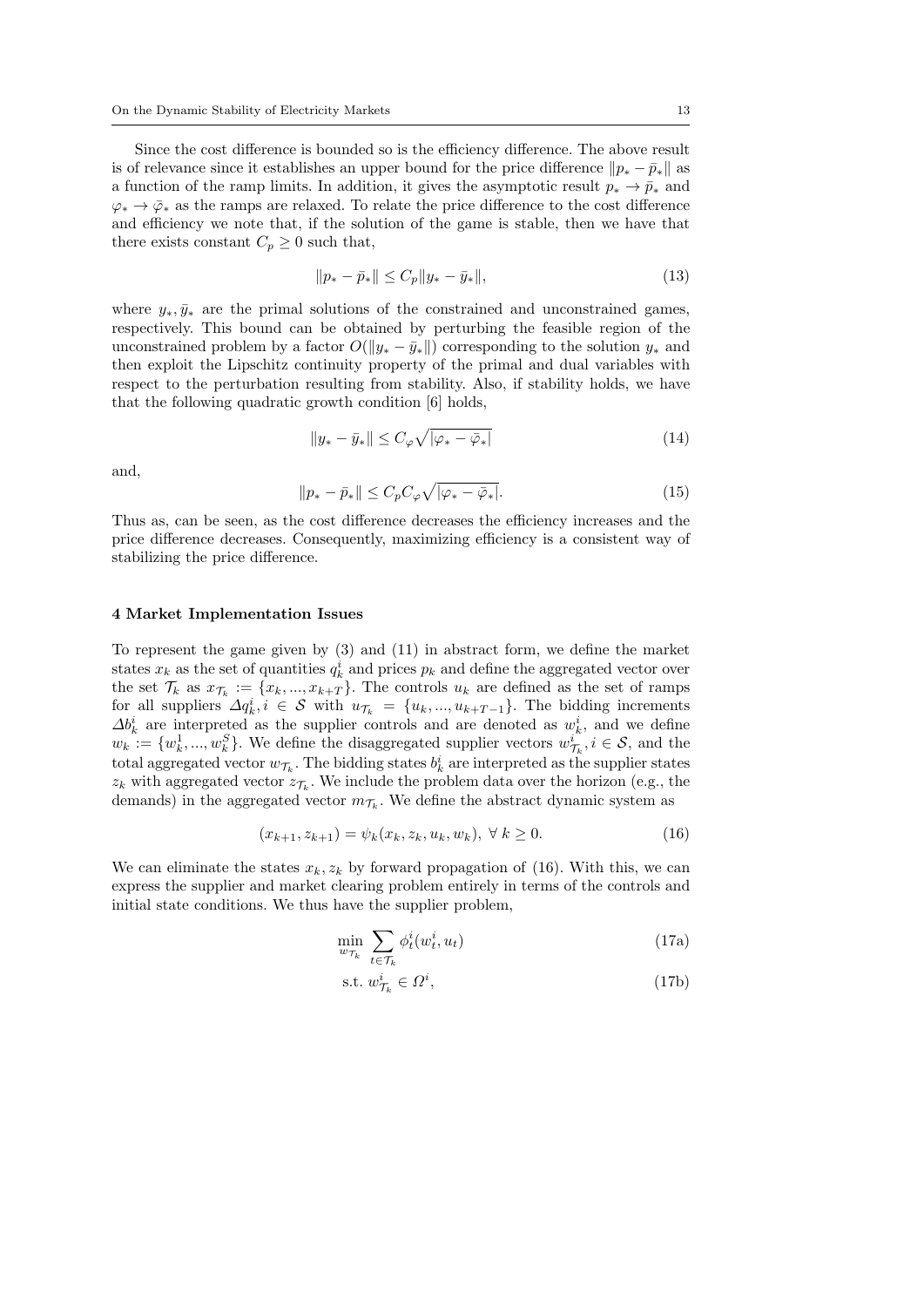Since the cost difference is bounded so is the efficiency difference. The above result is of relevance since it establishes an upper bound for the price difference $\|p_* - \bar{p}_*\|$ as a function of the ramp limits. In addition, it gives the asymptotic result $p_* \to \bar{p}_*$ and $\varphi_* \to \bar{\varphi}_*$ as the ramps are relaxed. To relate the price difference to the cost difference and efficiency we note that, if the solution of the game is stable, then we have that there exists constant $C_p \geq 0$ such that,

$$\|p_* - \bar{p}_*\| \leq C_p \|y_* - \bar{y}_*\|, \tag{13}$$

where $y_*, \bar{y}_*$ are the primal solutions of the constrained and unconstrained games, respectively. This bound can be obtained by perturbing the feasible region of the unconstrained problem by a factor $O(\|y_* - \bar{y}_*\|)$ corresponding to the solution $y_*$ and then exploit the Lipschitz continuity property of the primal and dual variables with respect to the perturbation resulting from stability. Also, if stability holds, we have that the following quadratic growth condition [6] holds,

$$\|y_* - \bar{y}_*\| \leq C_\varphi \sqrt{|\varphi_* - \bar{\varphi}_*|} \tag{14}$$

and,

$$\|p_* - \bar{p}_*\| \leq C_p C_\varphi \sqrt{|\varphi_* - \bar{\varphi}_*|}. \tag{15}$$

Thus as, can be seen, as the cost difference decreases the efficiency increases and the price difference decreases. Consequently, maximizing efficiency is a consistent way of stabilizing the price difference.

## 4 Market Implementation Issues

To represent the game given by (3) and (11) in abstract form, we define the market states $x_k$ as the set of quantities $q_k^i$ and prices $p_k$ and define the aggregated vector over the set $\mathcal{T}_k$ as $x_{\mathcal{T}_k} := \{x_k, ..., x_{k+T}\}$. The controls $u_k$ are defined as the set of ramps for all suppliers $\Delta q_k^i, i \in \mathcal{S}$ with $u_{\mathcal{T}_k} = \{u_k, ..., u_{k+T-1}\}$. The bidding increments $\Delta b_k^i$ are interpreted as the supplier controls and are denoted as $w_k^i$, and we define $w_k := \{w_k^1, ..., w_k^S\}$. We define the disaggregated supplier vectors $w_{\mathcal{T}_k}^i, i \in \mathcal{S}$, and the total aggregated vector $w_{\mathcal{T}_k}$. The bidding states $b_k^i$ are interpreted as the supplier states $z_k$ with aggregated vector $z_{\mathcal{T}_k}$. We include the problem data over the horizon (e.g., the demands) in the aggregated vector $m_{\mathcal{T}_k}$. We define the abstract dynamic system as

$$(x_{k+1}, z_{k+1}) = \psi_k(x_k, z_k, u_k, w_k), \ \forall\, k \geq 0. \tag{16}$$

We can eliminate the states $x_k, z_k$ by forward propagation of (16). With this, we can express the supplier and market clearing problem entirely in terms of the controls and initial state conditions. We thus have the supplier problem,

$$\min_{w_{\mathcal{T}_k}} \sum_{t \in \mathcal{T}_k} \phi_t^i(w_t^i, u_t) \tag{17a}$$

$$\text{s.t. } w_{\mathcal{T}_k}^i \in \Omega^i, \tag{17b}$$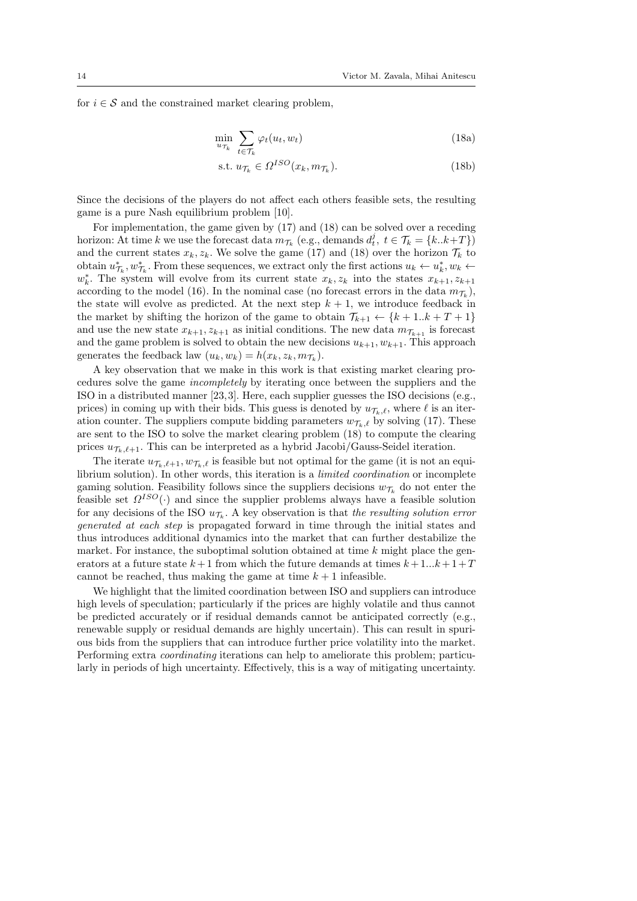for $i \in \mathcal{S}$ and the constrained market clearing problem,

$$\min_{u_{\mathcal{T}_k}} \sum_{t \in \mathcal{T}_k} \varphi_t(u_t, w_t) \tag{18a}$$

$$\text{s.t. } u_{\mathcal{T}_k} \in \Omega^{ISO}(x_k, m_{\mathcal{T}_k}). \tag{18b}$$

Since the decisions of the players do not affect each others feasible sets, the resulting game is a pure Nash equilibrium problem [10].

For implementation, the game given by (17) and (18) can be solved over a receding horizon: At time $k$ we use the forecast data $m_{\mathcal{T}_k}$ (e.g., demands $d_t^j$, $t \in \mathcal{T}_k = \{k..k+T\}$) and the current states $x_k, z_k$. We solve the game (17) and (18) over the horizon $\mathcal{T}_k$ to obtain $u^*_{\mathcal{T}_k}, w^*_{\mathcal{T}_k}$. From these sequences, we extract only the first actions $u_k \leftarrow u^*_k, w_k \leftarrow w^*_k$. The system will evolve from its current state $x_k, z_k$ into the states $x_{k+1}, z_{k+1}$ according to the model (16). In the nominal case (no forecast errors in the data $m_{\mathcal{T}_k}$), the state will evolve as predicted. At the next step $k+1$, we introduce feedback in the market by shifting the horizon of the game to obtain $\mathcal{T}_{k+1} \leftarrow \{k+1..k+T+1\}$ and use the new state $x_{k+1}, z_{k+1}$ as initial conditions. The new data $m_{\mathcal{T}_{k+1}}$ is forecast and the game problem is solved to obtain the new decisions $u_{k+1}, w_{k+1}$. This approach generates the feedback law $(u_k, w_k) = h(x_k, z_k, m_{\mathcal{T}_k})$.

A key observation that we make in this work is that existing market clearing procedures solve the game *incompletely* by iterating once between the suppliers and the ISO in a distributed manner [23,3]. Here, each supplier guesses the ISO decisions (e.g., prices) in coming up with their bids. This guess is denoted by $u_{\mathcal{T}_k,\ell}$, where $\ell$ is an iteration counter. The suppliers compute bidding parameters $w_{\mathcal{T}_k,\ell}$ by solving (17). These are sent to the ISO to solve the market clearing problem (18) to compute the clearing prices $u_{\mathcal{T}_k,\ell+1}$. This can be interpreted as a hybrid Jacobi/Gauss-Seidel iteration.

The iterate $u_{\mathcal{T}_k,\ell+1}, w_{\mathcal{T}_k,\ell}$ is feasible but not optimal for the game (it is not an equilibrium solution). In other words, this iteration is a *limited coordination* or incomplete gaming solution. Feasibility follows since the suppliers decisions $w_{\mathcal{T}_k}$ do not enter the feasible set $\Omega^{ISO}(\cdot)$ and since the supplier problems always have a feasible solution for any decisions of the ISO $u_{\mathcal{T}_k}$. A key observation is that *the resulting solution error generated at each step* is propagated forward in time through the initial states and thus introduces additional dynamics into the market that can further destabilize the market. For instance, the suboptimal solution obtained at time $k$ might place the generators at a future state $k+1$ from which the future demands at times $k+1...k+1+T$ cannot be reached, thus making the game at time $k+1$ infeasible.

We highlight that the limited coordination between ISO and suppliers can introduce high levels of speculation; particularly if the prices are highly volatile and thus cannot be predicted accurately or if residual demands cannot be anticipated correctly (e.g., renewable supply or residual demands are highly uncertain). This can result in spurious bids from the suppliers that can introduce further price volatility into the market. Performing extra *coordinating* iterations can help to ameliorate this problem; particularly in periods of high uncertainty. Effectively, this is a way of mitigating uncertainty.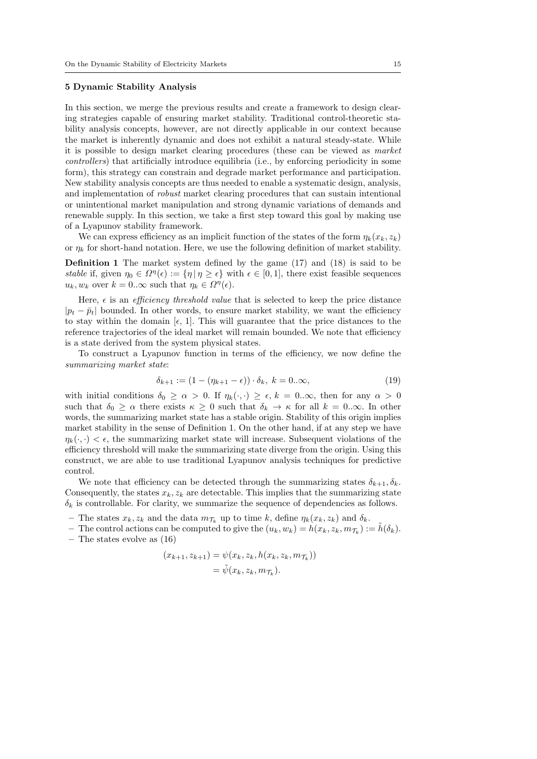## 5 Dynamic Stability Analysis

In this section, we merge the previous results and create a framework to design clearing strategies capable of ensuring market stability. Traditional control-theoretic stability analysis concepts, however, are not directly applicable in our context because the market is inherently dynamic and does not exhibit a natural steady-state. While it is possible to design market clearing procedures (these can be viewed as *market controllers*) that artificially introduce equilibria (i.e., by enforcing periodicity in some form), this strategy can constrain and degrade market performance and participation. New stability analysis concepts are thus needed to enable a systematic design, analysis, and implementation of *robust* market clearing procedures that can sustain intentional or unintentional market manipulation and strong dynamic variations of demands and renewable supply. In this section, we take a first step toward this goal by making use of a Lyapunov stability framework.

We can express efficiency as an implicit function of the states of the form $\eta_k(x_k, z_k)$ or $\eta_k$ for short-hand notation. Here, we use the following definition of market stability.

**Definition 1** The market system defined by the game (17) and (18) is said to be *stable* if, given $\eta_0 \in \Omega^\eta(\epsilon) := \{\eta \,|\, \eta \geq \epsilon\}$ with $\epsilon \in [0, 1]$, there exist feasible sequences $u_k, w_k$ over $k = 0..\infty$ such that $\eta_k \in \Omega^\eta(\epsilon)$.

Here, $\epsilon$ is an *efficiency threshold value* that is selected to keep the price distance $|p_t - \bar{p}_t|$ bounded. In other words, to ensure market stability, we want the efficiency to stay within the domain $[\epsilon, 1]$. This will guarantee that the price distances to the reference trajectories of the ideal market will remain bounded. We note that efficiency is a state derived from the system physical states.

To construct a Lyapunov function in terms of the efficiency, we now define the *summarizing market state*:

$$\delta_{k+1} := (1 - (\eta_{k+1} - \epsilon)) \cdot \delta_k, \; k = 0..\infty, \tag{19}$$

with initial conditions $\delta_0 \geq \alpha > 0$. If $\eta_k(\cdot, \cdot) \geq \epsilon$, $k = 0..\infty$, then for any $\alpha > 0$ such that $\delta_0 \geq \alpha$ there exists $\kappa \geq 0$ such that $\delta_k \to \kappa$ for all $k = 0..\infty$. In other words, the summarizing market state has a stable origin. Stability of this origin implies market stability in the sense of Definition 1. On the other hand, if at any step we have $\eta_k(\cdot, \cdot) < \epsilon$, the summarizing market state will increase. Subsequent violations of the efficiency threshold will make the summarizing state diverge from the origin. Using this construct, we are able to use traditional Lyapunov analysis techniques for predictive control.

We note that efficiency can be detected through the summarizing states $\delta_{k+1}, \delta_k$. Consequently, the states $x_k, z_k$ are detectable. This implies that the summarizing state $\delta_k$ is controllable. For clarity, we summarize the sequence of dependencies as follows.

- The states $x_k, z_k$ and the data $m_{\mathcal{T}_k}$ up to time $k$, define $\eta_k(x_k, z_k)$ and $\delta_k$.
- The control actions can be computed to give the $(u_k, w_k) = h(x_k, z_k, m_{\mathcal{T}_k}) := \tilde{h}(\delta_k)$.
- The states evolve as (16)

$$\begin{aligned}(x_{k+1}, z_{k+1}) &= \psi(x_k, z_k, h(x_k, z_k, m_{\mathcal{T}_k})) \\ &= \tilde{\psi}(x_k, z_k, m_{\mathcal{T}_k}).\end{aligned}$$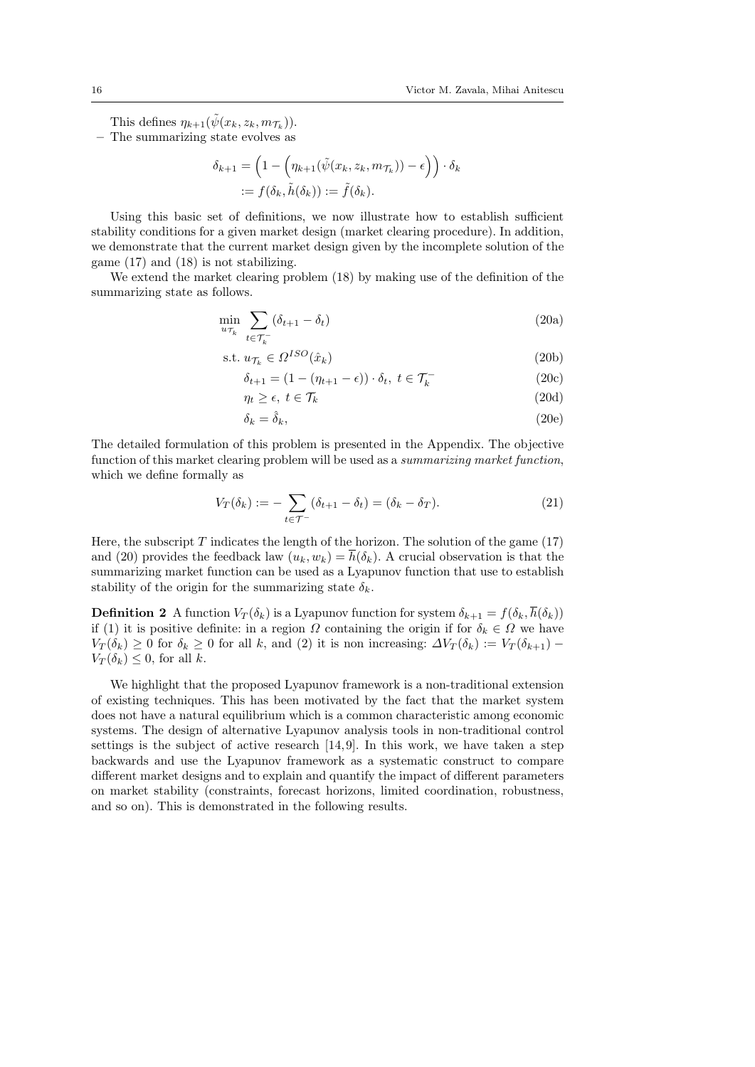This defines $\eta_{k+1}(\tilde{\psi}(x_k, z_k, m_{\mathcal{T}_k}))$.

– The summarizing state evolves as

$$
\begin{aligned}
\delta_{k+1} &= \Big(1 - \Big(\eta_{k+1}(\tilde{\psi}(x_k, z_k, m_{\mathcal{T}_k})) - \epsilon\Big)\Big) \cdot \delta_k \\
&:= f(\delta_k, \tilde{h}(\delta_k)) := \tilde{f}(\delta_k).
\end{aligned}
$$

Using this basic set of definitions, we now illustrate how to establish sufficient stability conditions for a given market design (market clearing procedure). In addition, we demonstrate that the current market design given by the incomplete solution of the game (17) and (18) is not stabilizing.

We extend the market clearing problem (18) by making use of the definition of the summarizing state as follows.

$$
\min_{u_{\mathcal{T}_k}} \sum_{t \in \mathcal{T}_k^-} (\delta_{t+1} - \delta_t) \tag{20a}
$$

$$
\text{s.t. } u_{\mathcal{T}_k} \in \Omega^{ISO}(\hat{x}_k) \tag{20b}
$$

$$
\delta_{t+1} = (1 - (\eta_{t+1} - \epsilon)) \cdot \delta_t, \; t \in \mathcal{T}_k^- \tag{20c}
$$

$$
\eta_t \geq \epsilon, \; t \in \mathcal{T}_k \tag{20d}
$$

$$
\delta_k = \hat{\delta}_k, \tag{20e}
$$

The detailed formulation of this problem is presented in the Appendix. The objective function of this market clearing problem will be used as a *summarizing market function*, which we define formally as

$$
V_T(\delta_k) := -\sum_{t \in \mathcal{T}^-} (\delta_{t+1} - \delta_t) = (\delta_k - \delta_T). \tag{21}
$$

Here, the subscript $T$ indicates the length of the horizon. The solution of the game (17) and (20) provides the feedback law $(u_k, w_k) = \overline{h}(\delta_k)$. A crucial observation is that the summarizing market function can be used as a Lyapunov function that use to establish stability of the origin for the summarizing state $\delta_k$.

**Definition 2** A function $V_T(\delta_k)$ is a Lyapunov function for system $\delta_{k+1} = f(\delta_k, \overline{h}(\delta_k))$ if (1) it is positive definite: in a region $\Omega$ containing the origin if for $\delta_k \in \Omega$ we have $V_T(\delta_k) \geq 0$ for $\delta_k \geq 0$ for all $k$, and (2) it is non increasing: $\Delta V_T(\delta_k) := V_T(\delta_{k+1}) - V_T(\delta_k) \leq 0$, for all $k$.

We highlight that the proposed Lyapunov framework is a non-traditional extension of existing techniques. This has been motivated by the fact that the market system does not have a natural equilibrium which is a common characteristic among economic systems. The design of alternative Lyapunov analysis tools in non-traditional control settings is the subject of active research [14,9]. In this work, we have taken a step backwards and use the Lyapunov framework as a systematic construct to compare different market designs and to explain and quantify the impact of different parameters on market stability (constraints, forecast horizons, limited coordination, robustness, and so on). This is demonstrated in the following results.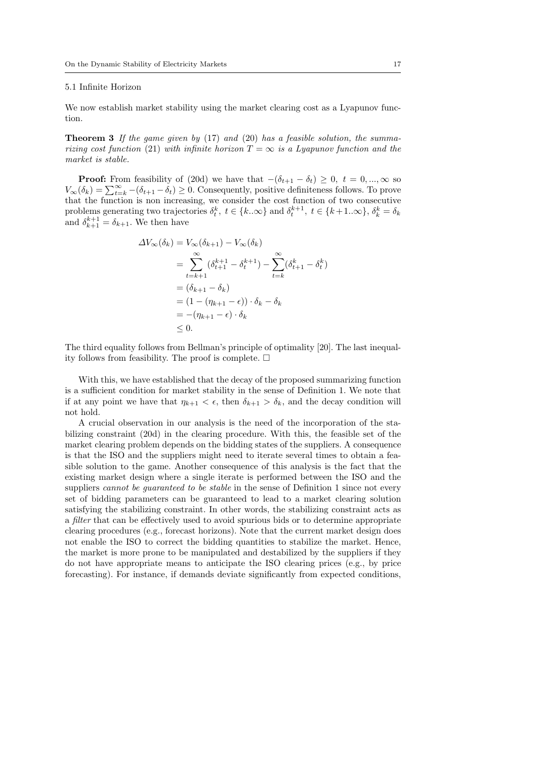### 5.1 Infinite Horizon

We now establish market stability using the market clearing cost as a Lyapunov function.

**Theorem 3** *If the game given by* (17) *and* (20) *has a feasible solution, the summarizing cost function* (21) *with infinite horizon $T = \infty$ is a Lyapunov function and the market is stable.*

**Proof:** From feasibility of (20d) we have that $-(\delta_{t+1} - \delta_t) \geq 0,\ t = 0, ..., \infty$ so $V_\infty(\delta_k) = \sum_{t=k}^{\infty} -(\delta_{t+1} - \delta_t) \geq 0$. Consequently, positive definiteness follows. To prove that the function is non increasing, we consider the cost function of two consecutive problems generating two trajectories $\delta_t^k,\ t \in \{k..\infty\}$ and $\delta_t^{k+1},\ t \in \{k+1..\infty\}$, $\delta_k^k = \delta_k$ and $\delta_{k+1}^{k+1} = \delta_{k+1}$. We then have

$$
\begin{aligned}
\Delta V_\infty(\delta_k) &= V_\infty(\delta_{k+1}) - V_\infty(\delta_k) \\
&= \sum_{t=k+1}^{\infty} (\delta_{t+1}^{k+1} - \delta_t^{k+1}) - \sum_{t=k}^{\infty} (\delta_{t+1}^{k} - \delta_t^{k}) \\
&= (\delta_{k+1} - \delta_k) \\
&= (1 - (\eta_{k+1} - \epsilon)) \cdot \delta_k - \delta_k \\
&= -(\eta_{k+1} - \epsilon) \cdot \delta_k \\
&\leq 0.
\end{aligned}
$$

The third equality follows from Bellman's principle of optimality [20]. The last inequality follows from feasibility. The proof is complete. $\square$

With this, we have established that the decay of the proposed summarizing function is a sufficient condition for market stability in the sense of Definition 1. We note that if at any point we have that $\eta_{k+1} < \epsilon$, then $\delta_{k+1} > \delta_k$, and the decay condition will not hold.

A crucial observation in our analysis is the need of the incorporation of the stabilizing constraint (20d) in the clearing procedure. With this, the feasible set of the market clearing problem depends on the bidding states of the suppliers. A consequence is that the ISO and the suppliers might need to iterate several times to obtain a feasible solution to the game. Another consequence of this analysis is the fact that the existing market design where a single iterate is performed between the ISO and the suppliers *cannot be guaranteed to be stable* in the sense of Definition 1 since not every set of bidding parameters can be guaranteed to lead to a market clearing solution satisfying the stabilizing constraint. In other words, the stabilizing constraint acts as a *filter* that can be effectively used to avoid spurious bids or to determine appropriate clearing procedures (e.g., forecast horizons). Note that the current market design does not enable the ISO to correct the bidding quantities to stabilize the market. Hence, the market is more prone to be manipulated and destabilized by the suppliers if they do not have appropriate means to anticipate the ISO clearing prices (e.g., by price forecasting). For instance, if demands deviate significantly from expected conditions,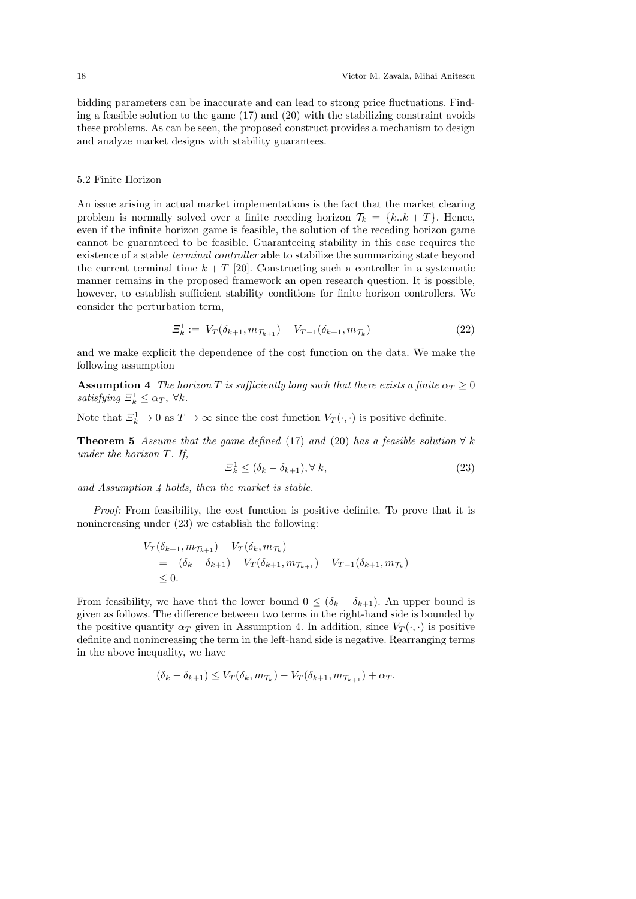bidding parameters can be inaccurate and can lead to strong price fluctuations. Finding a feasible solution to the game (17) and (20) with the stabilizing constraint avoids these problems. As can be seen, the proposed construct provides a mechanism to design and analyze market designs with stability guarantees.

### 5.2 Finite Horizon

An issue arising in actual market implementations is the fact that the market clearing problem is normally solved over a finite receding horizon $\mathcal{T}_k = \{k..k+T\}$. Hence, even if the infinite horizon game is feasible, the solution of the receding horizon game cannot be guaranteed to be feasible. Guaranteeing stability in this case requires the existence of a stable *terminal controller* able to stabilize the summarizing state beyond the current terminal time $k+T$ [20]. Constructing such a controller in a systematic manner remains in the proposed framework an open research question. It is possible, however, to establish sufficient stability conditions for finite horizon controllers. We consider the perturbation term,

$$\Xi_k^1 := |V_T(\delta_{k+1}, m_{\mathcal{T}_{k+1}}) - V_{T-1}(\delta_{k+1}, m_{\mathcal{T}_k})| \tag{22}$$

and we make explicit the dependence of the cost function on the data. We make the following assumption

**Assumption 4** *The horizon $T$ is sufficiently long such that there exists a finite $\alpha_T \geq 0$ satisfying $\Xi_k^1 \leq \alpha_T$, $\forall k$.*

Note that $\Xi_k^1 \to 0$ as $T \to \infty$ since the cost function $V_T(\cdot,\cdot)$ is positive definite.

**Theorem 5** *Assume that the game defined* (17) *and* (20) *has a feasible solution $\forall$ $k$ under the horizon $T$. If,*

$$\Xi_k^1 \leq (\delta_k - \delta_{k+1}), \forall\, k, \tag{23}$$

*and Assumption 4 holds, then the market is stable.*

*Proof:* From feasibility, the cost function is positive definite. To prove that it is nonincreasing under (23) we establish the following:

$$\begin{aligned}
&V_T(\delta_{k+1}, m_{\mathcal{T}_{k+1}}) - V_T(\delta_k, m_{\mathcal{T}_k}) \\
&\quad = -(\delta_k - \delta_{k+1}) + V_T(\delta_{k+1}, m_{\mathcal{T}_{k+1}}) - V_{T-1}(\delta_{k+1}, m_{\mathcal{T}_k}) \\
&\quad \leq 0.
\end{aligned}$$

From feasibility, we have that the lower bound $0 \leq (\delta_k - \delta_{k+1})$. An upper bound is given as follows. The difference between two terms in the right-hand side is bounded by the positive quantity $\alpha_T$ given in Assumption 4. In addition, since $V_T(\cdot,\cdot)$ is positive definite and nonincreasing the term in the left-hand side is negative. Rearranging terms in the above inequality, we have

$$(\delta_k - \delta_{k+1}) \leq V_T(\delta_k, m_{\mathcal{T}_k}) - V_T(\delta_{k+1}, m_{\mathcal{T}_{k+1}}) + \alpha_T.$$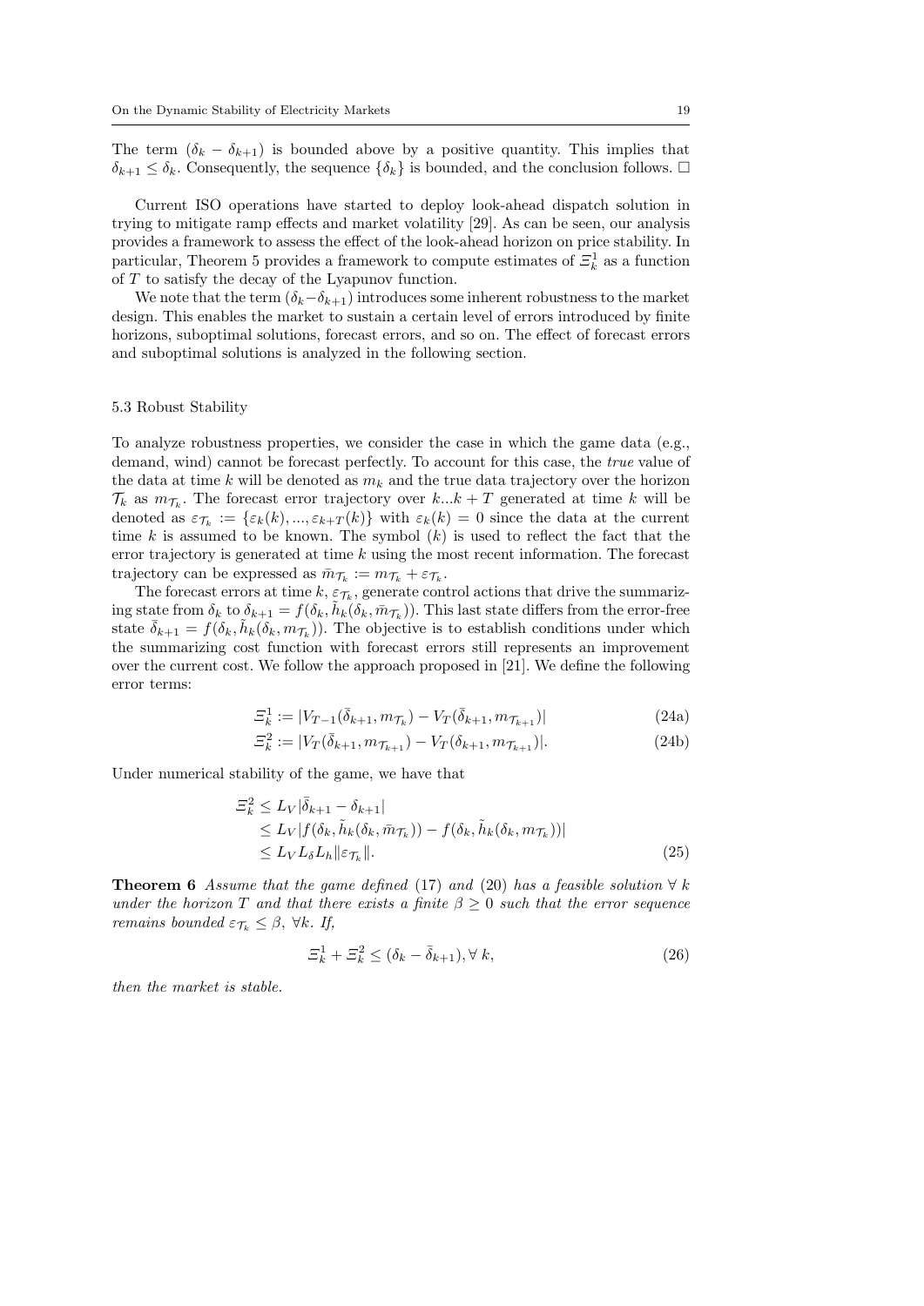The term $(\delta_k - \delta_{k+1})$ is bounded above by a positive quantity. This implies that $\delta_{k+1} \leq \delta_k$. Consequently, the sequence $\{\delta_k\}$ is bounded, and the conclusion follows. □

Current ISO operations have started to deploy look-ahead dispatch solution in trying to mitigate ramp effects and market volatility [29]. As can be seen, our analysis provides a framework to assess the effect of the look-ahead horizon on price stability. In particular, Theorem 5 provides a framework to compute estimates of $\Xi_k^1$ as a function of $T$ to satisfy the decay of the Lyapunov function.

We note that the term $(\delta_k - \delta_{k+1})$ introduces some inherent robustness to the market design. This enables the market to sustain a certain level of errors introduced by finite horizons, suboptimal solutions, forecast errors, and so on. The effect of forecast errors and suboptimal solutions is analyzed in the following section.

### 5.3 Robust Stability

To analyze robustness properties, we consider the case in which the game data (e.g., demand, wind) cannot be forecast perfectly. To account for this case, the *true* value of the data at time $k$ will be denoted as $m_k$ and the true data trajectory over the horizon $\mathcal{T}_k$ as $m_{\mathcal{T}_k}$. The forecast error trajectory over $k...k+T$ generated at time $k$ will be denoted as $\varepsilon_{\mathcal{T}_k} := \{\varepsilon_k(k), ..., \varepsilon_{k+T}(k)\}$ with $\varepsilon_k(k) = 0$ since the data at the current time $k$ is assumed to be known. The symbol $(k)$ is used to reflect the fact that the error trajectory is generated at time $k$ using the most recent information. The forecast trajectory can be expressed as $\bar{m}_{\mathcal{T}_k} := m_{\mathcal{T}_k} + \varepsilon_{\mathcal{T}_k}$.

The forecast errors at time $k$, $\varepsilon_{\mathcal{T}_k}$, generate control actions that drive the summarizing state from $\delta_k$ to $\delta_{k+1} = f(\delta_k, \tilde{h}_k(\delta_k, \bar{m}_{\mathcal{T}_k}))$. This last state differs from the error-free state $\bar{\delta}_{k+1} = f(\delta_k, \tilde{h}_k(\delta_k, m_{\mathcal{T}_k}))$. The objective is to establish conditions under which the summarizing cost function with forecast errors still represents an improvement over the current cost. We follow the approach proposed in [21]. We define the following error terms:

$$\Xi_k^1 := |V_{T-1}(\bar{\delta}_{k+1}, m_{\mathcal{T}_k}) - V_T(\bar{\delta}_{k+1}, m_{\mathcal{T}_{k+1}})| \tag{24a}$$

$$\Xi_k^2 := |V_T(\bar{\delta}_{k+1}, m_{\mathcal{T}_{k+1}}) - V_T(\delta_{k+1}, m_{\mathcal{T}_{k+1}})|. \tag{24b}$$

Under numerical stability of the game, we have that

$$\begin{aligned}
\Xi_k^2 &\leq L_V |\bar{\delta}_{k+1} - \delta_{k+1}| \\
&\leq L_V |f(\delta_k, \tilde{h}_k(\delta_k, \bar{m}_{\mathcal{T}_k})) - f(\delta_k, \tilde{h}_k(\delta_k, m_{\mathcal{T}_k}))| \\
&\leq L_V L_\delta L_h \|\varepsilon_{\mathcal{T}_k}\|.
\end{aligned} \tag{25}$$

**Theorem 6** *Assume that the game defined* (17) *and* (20) *has a feasible solution* $\forall\, k$ *under the horizon* $T$ *and that there exists a finite* $\beta \geq 0$ *such that the error sequence remains bounded* $\varepsilon_{\mathcal{T}_k} \leq \beta$, $\forall k$. *If,*

$$\Xi_k^1 + \Xi_k^2 \leq (\delta_k - \bar{\delta}_{k+1}), \forall\, k, \tag{26}$$

*then the market is stable.*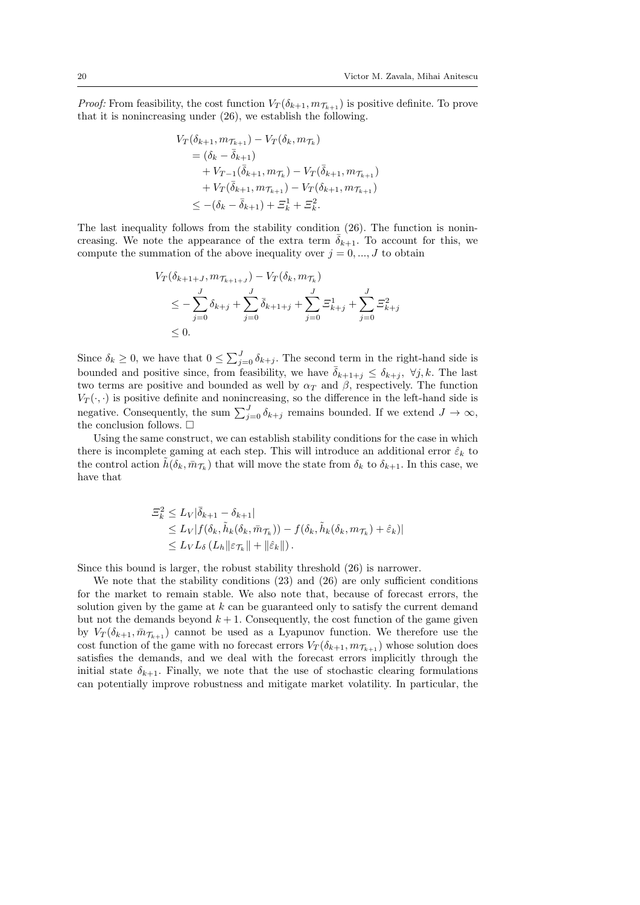*Proof:* From feasibility, the cost function $V_T(\delta_{k+1}, m_{\mathcal{T}_{k+1}})$ is positive definite. To prove that it is nonincreasing under (26), we establish the following.

$$
\begin{aligned}
&V_T(\delta_{k+1}, m_{\mathcal{T}_{k+1}}) - V_T(\delta_k, m_{\mathcal{T}_k}) \\
&\quad = (\delta_k - \bar{\delta}_{k+1}) \\
&\qquad + V_{T-1}(\bar{\delta}_{k+1}, m_{\mathcal{T}_k}) - V_T(\bar{\delta}_{k+1}, m_{\mathcal{T}_{k+1}}) \\
&\qquad + V_T(\bar{\delta}_{k+1}, m_{\mathcal{T}_{k+1}}) - V_T(\delta_{k+1}, m_{\mathcal{T}_{k+1}}) \\
&\quad \leq -(\delta_k - \bar{\delta}_{k+1}) + \Xi_k^1 + \Xi_k^2.
\end{aligned}
$$

The last inequality follows from the stability condition (26). The function is nonincreasing. We note the appearance of the extra term $\bar{\delta}_{k+1}$. To account for this, we compute the summation of the above inequality over $j = 0, ..., J$ to obtain

$$
\begin{aligned}
&V_T(\delta_{k+1+J}, m_{\mathcal{T}_{k+1+J}}) - V_T(\delta_k, m_{\mathcal{T}_k}) \\
&\quad \leq -\sum_{j=0}^{J} \delta_{k+j} + \sum_{j=0}^{J} \bar{\delta}_{k+1+j} + \sum_{j=0}^{J} \Xi_{k+j}^1 + \sum_{j=0}^{J} \Xi_{k+j}^2 \\
&\quad \leq 0.
\end{aligned}
$$

Since $\delta_k \geq 0$, we have that $0 \leq \sum_{j=0}^{J} \delta_{k+j}$. The second term in the right-hand side is bounded and positive since, from feasibility, we have $\bar{\delta}_{k+1+j} \leq \delta_{k+j}, \; \forall j, k$. The last two terms are positive and bounded as well by $\alpha_T$ and $\beta$, respectively. The function $V_T(\cdot, \cdot)$ is positive definite and nonincreasing, so the difference in the left-hand side is negative. Consequently, the sum $\sum_{j=0}^{J} \delta_{k+j}$ remains bounded. If we extend $J \to \infty$, the conclusion follows. $\square$

Using the same construct, we can establish stability conditions for the case in which there is incomplete gaming at each step. This will introduce an additional error $\hat{\varepsilon}_k$ to the control action $\tilde{h}(\delta_k, \bar{m}_{\mathcal{T}_k})$ that will move the state from $\delta_k$ to $\delta_{k+1}$. In this case, we have that

$$
\begin{aligned}
\Xi_k^2 &\leq L_V |\bar{\delta}_{k+1} - \delta_{k+1}| \\
&\leq L_V |f(\delta_k, \tilde{h}_k(\delta_k, \bar{m}_{\mathcal{T}_k})) - f(\delta_k, \tilde{h}_k(\delta_k, m_{\mathcal{T}_k}) + \hat{\varepsilon}_k)| \\
&\leq L_V L_\delta \left( L_h \|\varepsilon_{\mathcal{T}_k}\| + \|\hat{\varepsilon}_k\| \right).
\end{aligned}
$$

Since this bound is larger, the robust stability threshold (26) is narrower.

We note that the stability conditions (23) and (26) are only sufficient conditions for the market to remain stable. We also note that, because of forecast errors, the solution given by the game at $k$ can be guaranteed only to satisfy the current demand but not the demands beyond $k+1$. Consequently, the cost function of the game given by $V_T(\delta_{k+1}, \bar{m}_{\mathcal{T}_{k+1}})$ cannot be used as a Lyapunov function. We therefore use the cost function of the game with no forecast errors $V_T(\delta_{k+1}, m_{\mathcal{T}_{k+1}})$ whose solution does satisfies the demands, and we deal with the forecast errors implicitly through the initial state $\delta_{k+1}$. Finally, we note that the use of stochastic clearing formulations can potentially improve robustness and mitigate market volatility. In particular, the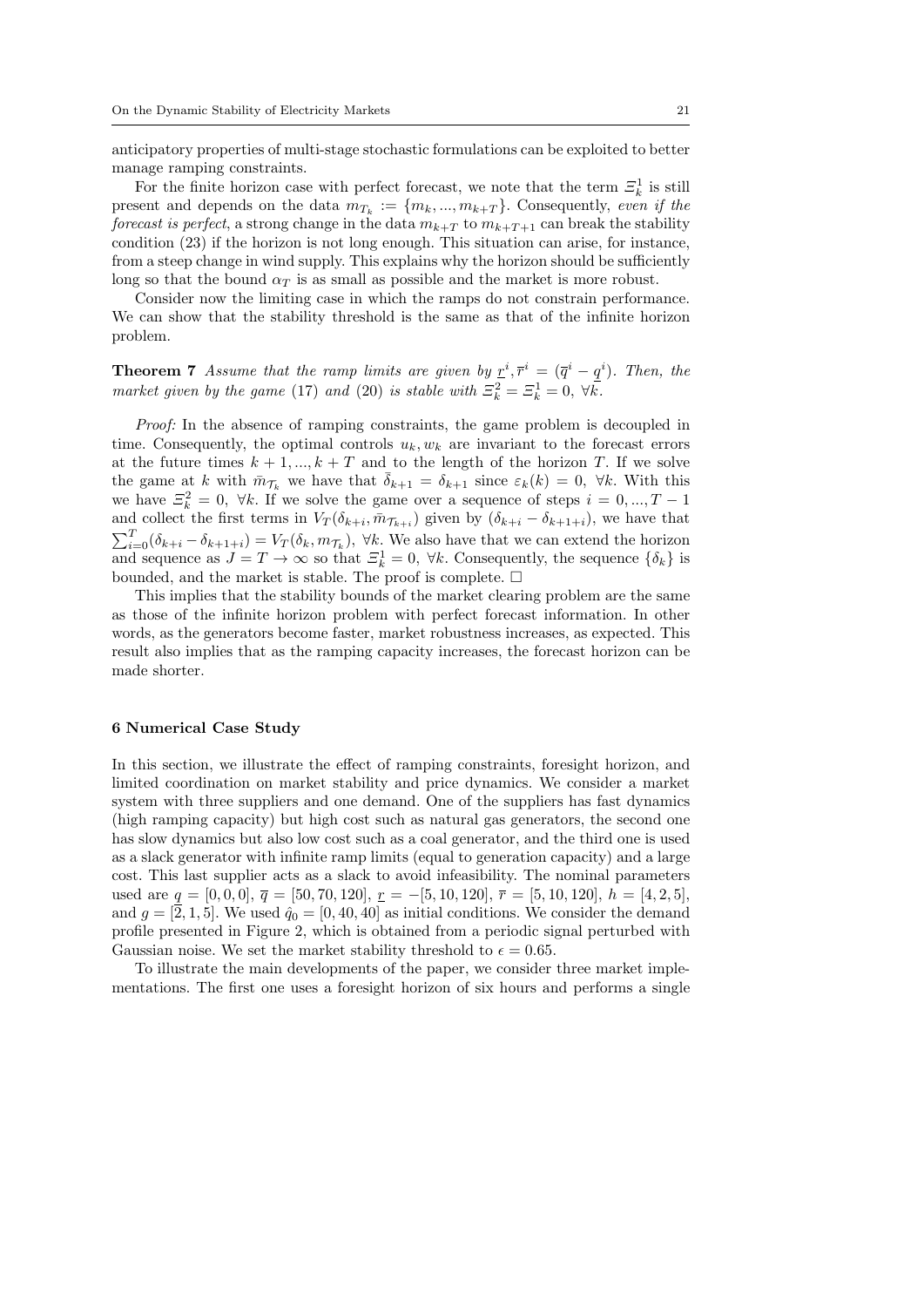anticipatory properties of multi-stage stochastic formulations can be exploited to better manage ramping constraints.

For the finite horizon case with perfect forecast, we note that the term $\Xi_k^1$ is still present and depends on the data $m_{T_k} := \{m_k, ..., m_{k+T}\}$. Consequently, *even if the forecast is perfect*, a strong change in the data $m_{k+T}$ to $m_{k+T+1}$ can break the stability condition (23) if the horizon is not long enough. This situation can arise, for instance, from a steep change in wind supply. This explains why the horizon should be sufficiently long so that the bound $\alpha_T$ is as small as possible and the market is more robust.

Consider now the limiting case in which the ramps do not constrain performance. We can show that the stability threshold is the same as that of the infinite horizon problem.

**Theorem 7** *Assume that the ramp limits are given by* $\underline{r}^i, \overline{r}^i = (\overline{q}^i - \underline{q}^i)$. *Then, the market given by the game* (17) *and* (20) *is stable with* $\Xi_k^2 = \Xi_k^1 = 0$, $\forall k$.

*Proof:* In the absence of ramping constraints, the game problem is decoupled in time. Consequently, the optimal controls $u_k, w_k$ are invariant to the forecast errors at the future times $k+1, ..., k+T$ and to the length of the horizon $T$. If we solve the game at $k$ with $\bar{m}_{\mathcal{T}_k}$ we have that $\bar{\delta}_{k+1} = \delta_{k+1}$ since $\varepsilon_k(k) = 0$, $\forall k$. With this we have $\Xi_k^2 = 0$, $\forall k$. If we solve the game over a sequence of steps $i = 0, ..., T-1$ and collect the first terms in $V_T(\delta_{k+i}, \bar{m}_{\mathcal{T}_{k+i}})$ given by $(\delta_{k+i} - \delta_{k+1+i})$, we have that $\sum_{i=0}^{T}(\delta_{k+i} - \delta_{k+1+i}) = V_T(\delta_k, m_{\mathcal{T}_k})$, $\forall k$. We also have that we can extend the horizon and sequence as $J = T \to \infty$ so that $\Xi_k^1 = 0$, $\forall k$. Consequently, the sequence $\{\delta_k\}$ is bounded, and the market is stable. The proof is complete. □

This implies that the stability bounds of the market clearing problem are the same as those of the infinite horizon problem with perfect forecast information. In other words, as the generators become faster, market robustness increases, as expected. This result also implies that as the ramping capacity increases, the forecast horizon can be made shorter.

## 6 Numerical Case Study

In this section, we illustrate the effect of ramping constraints, foresight horizon, and limited coordination on market stability and price dynamics. We consider a market system with three suppliers and one demand. One of the suppliers has fast dynamics (high ramping capacity) but high cost such as natural gas generators, the second one has slow dynamics but also low cost such as a coal generator, and the third one is used as a slack generator with infinite ramp limits (equal to generation capacity) and a large cost. This last supplier acts as a slack to avoid infeasibility. The nominal parameters used are $\underline{q} = [0, 0, 0]$, $\overline{q} = [50, 70, 120]$, $\underline{r} = -[5, 10, 120]$, $\overline{r} = [5, 10, 120]$, $h = [4, 2, 5]$, and $g = [2, 1, 5]$. We used $\hat{q}_0 = [0, 40, 40]$ as initial conditions. We consider the demand profile presented in Figure 2, which is obtained from a periodic signal perturbed with Gaussian noise. We set the market stability threshold to $\epsilon = 0.65$.

To illustrate the main developments of the paper, we consider three market implementations. The first one uses a foresight horizon of six hours and performs a single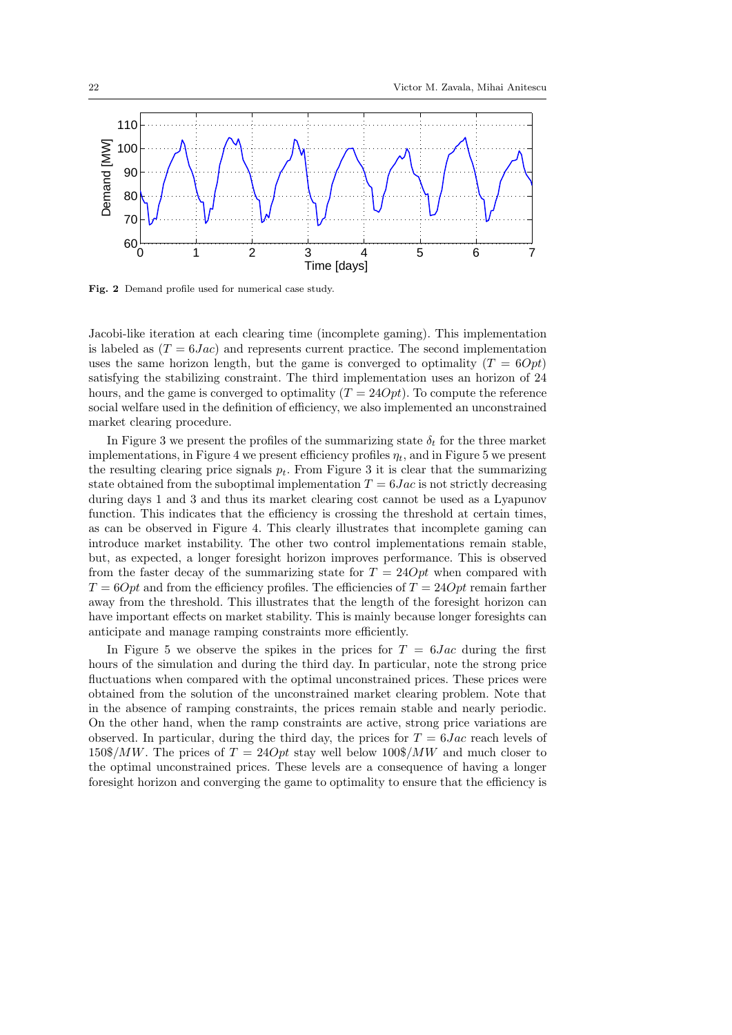**Fig. 2** Demand profile used for numerical case study.

Jacobi-like iteration at each clearing time (incomplete gaming). This implementation is labeled as ($T = 6Jac$) and represents current practice. The second implementation uses the same horizon length, but the game is converged to optimality ($T = 6Opt$) satisfying the stabilizing constraint. The third implementation uses an horizon of 24 hours, and the game is converged to optimality ($T = 24Opt$). To compute the reference social welfare used in the definition of efficiency, we also implemented an unconstrained market clearing procedure.

In Figure 3 we present the profiles of the summarizing state $\delta_t$ for the three market implementations, in Figure 4 we present efficiency profiles $\eta_t$, and in Figure 5 we present the resulting clearing price signals $p_t$. From Figure 3 it is clear that the summarizing state obtained from the suboptimal implementation $T = 6Jac$ is not strictly decreasing during days 1 and 3 and thus its market clearing cost cannot be used as a Lyapunov function. This indicates that the efficiency is crossing the threshold at certain times, as can be observed in Figure 4. This clearly illustrates that incomplete gaming can introduce market instability. The other two control implementations remain stable, but, as expected, a longer foresight horizon improves performance. This is observed from the faster decay of the summarizing state for $T = 24Opt$ when compared with $T = 6Opt$ and from the efficiency profiles. The efficiencies of $T = 24Opt$ remain farther away from the threshold. This illustrates that the length of the foresight horizon can have important effects on market stability. This is mainly because longer foresights can anticipate and manage ramping constraints more efficiently.

In Figure 5 we observe the spikes in the prices for $T = 6Jac$ during the first hours of the simulation and during the third day. In particular, note the strong price fluctuations when compared with the optimal unconstrained prices. These prices were obtained from the solution of the unconstrained market clearing problem. Note that in the absence of ramping constraints, the prices remain stable and nearly periodic. On the other hand, when the ramp constraints are active, strong price variations are observed. In particular, during the third day, the prices for $T = 6Jac$ reach levels of $150\$/MW$. The prices of $T = 24Opt$ stay well below $100\$/MW$ and much closer to the optimal unconstrained prices. These levels are a consequence of having a longer foresight horizon and converging the game to optimality to ensure that the efficiency is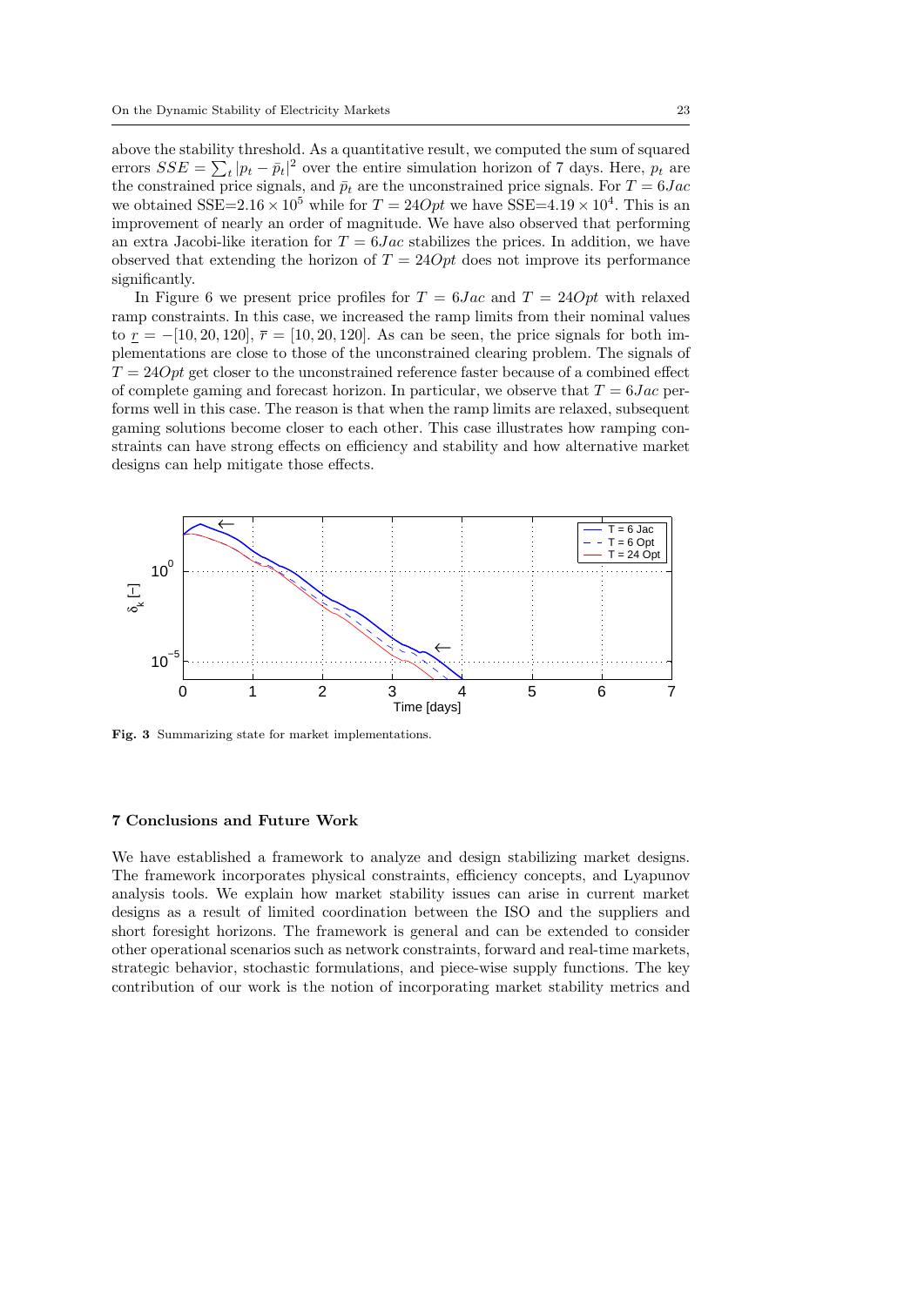above the stability threshold. As a quantitative result, we computed the sum of squared errors $SSE = \sum_t |p_t - \bar{p}_t|^2$ over the entire simulation horizon of 7 days. Here, $p_t$ are the constrained price signals, and $\bar{p}_t$ are the unconstrained price signals. For $T = 6Jac$ we obtained SSE=$2.16 \times 10^5$ while for $T = 24Opt$ we have SSE=$4.19 \times 10^4$. This is an improvement of nearly an order of magnitude. We have also observed that performing an extra Jacobi-like iteration for $T = 6Jac$ stabilizes the prices. In addition, we have observed that extending the horizon of $T = 24Opt$ does not improve its performance significantly.

In Figure 6 we present price profiles for $T = 6Jac$ and $T = 24Opt$ with relaxed ramp constraints. In this case, we increased the ramp limits from their nominal values to $\underline{r} = -[10, 20, 120]$, $\overline{r} = [10, 20, 120]$. As can be seen, the price signals for both implementations are close to those of the unconstrained clearing problem. The signals of $T = 24Opt$ get closer to the unconstrained reference faster because of a combined effect of complete gaming and forecast horizon. In particular, we observe that $T = 6Jac$ performs well in this case. The reason is that when the ramp limits are relaxed, subsequent gaming solutions become closer to each other. This case illustrates how ramping constraints can have strong effects on efficiency and stability and how alternative market designs can help mitigate those effects.

**Fig. 3** Summarizing state for market implementations.

## 7 Conclusions and Future Work

We have established a framework to analyze and design stabilizing market designs. The framework incorporates physical constraints, efficiency concepts, and Lyapunov analysis tools. We explain how market stability issues can arise in current market designs as a result of limited coordination between the ISO and the suppliers and short foresight horizons. The framework is general and can be extended to consider other operational scenarios such as network constraints, forward and real-time markets, strategic behavior, stochastic formulations, and piece-wise supply functions. The key contribution of our work is the notion of incorporating market stability metrics and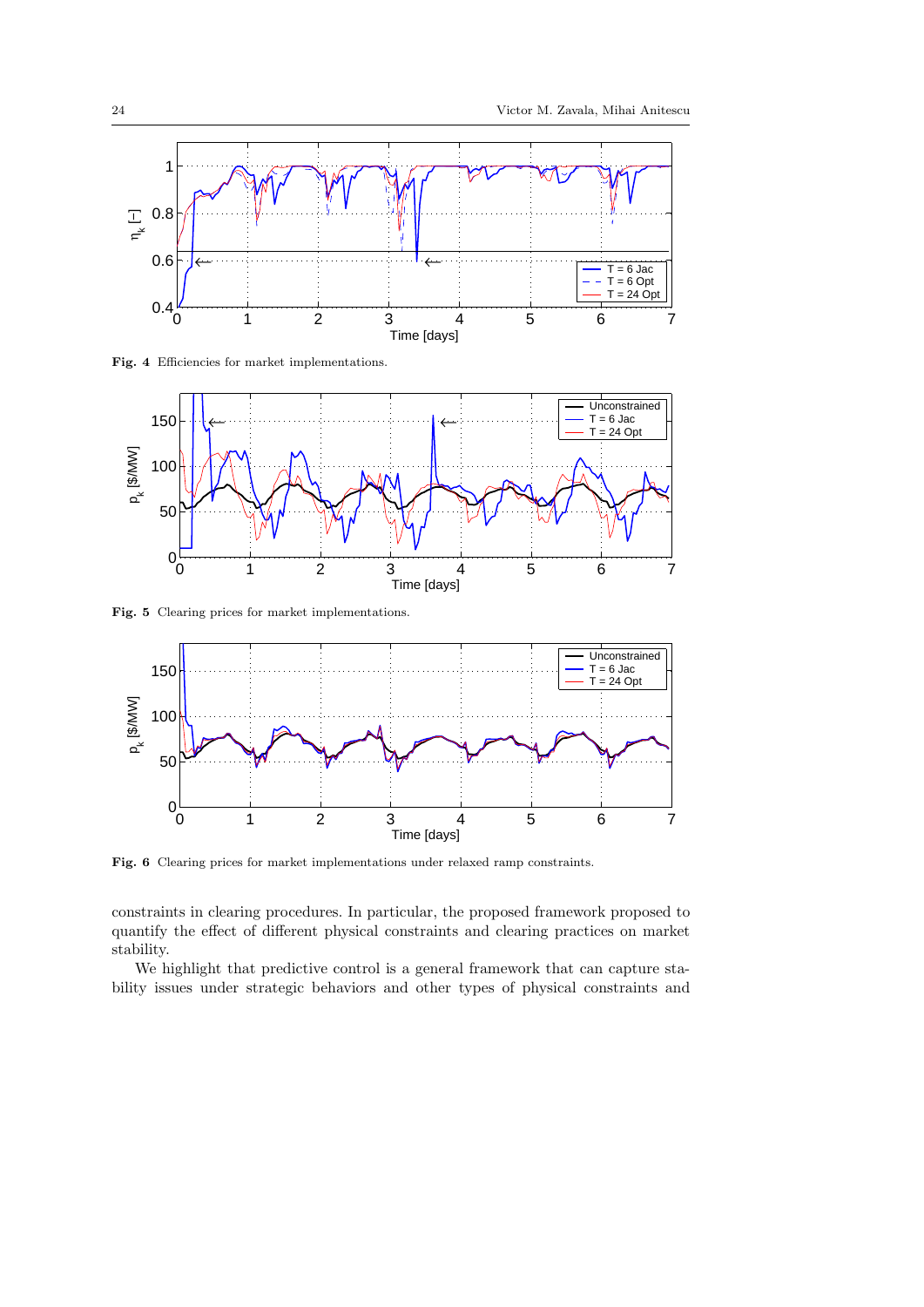**Fig. 4** Efficiencies for market implementations.

**Fig. 5** Clearing prices for market implementations.

**Fig. 6** Clearing prices for market implementations under relaxed ramp constraints.

constraints in clearing procedures. In particular, the proposed framework proposed to quantify the effect of different physical constraints and clearing practices on market stability.

We highlight that predictive control is a general framework that can capture stability issues under strategic behaviors and other types of physical constraints and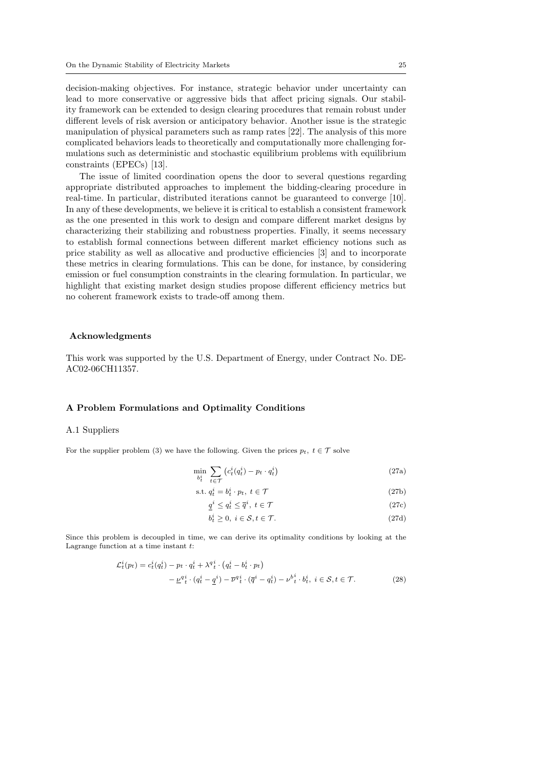decision-making objectives. For instance, strategic behavior under uncertainty can lead to more conservative or aggressive bids that affect pricing signals. Our stability framework can be extended to design clearing procedures that remain robust under different levels of risk aversion or anticipatory behavior. Another issue is the strategic manipulation of physical parameters such as ramp rates [22]. The analysis of this more complicated behaviors leads to theoretically and computationally more challenging formulations such as deterministic and stochastic equilibrium problems with equilibrium constraints (EPECs) [13].

The issue of limited coordination opens the door to several questions regarding appropriate distributed approaches to implement the bidding-clearing procedure in real-time. In particular, distributed iterations cannot be guaranteed to converge [10]. In any of these developments, we believe it is critical to establish a consistent framework as the one presented in this work to design and compare different market designs by characterizing their stabilizing and robustness properties. Finally, it seems necessary to establish formal connections between different market efficiency notions such as price stability as well as allocative and productive efficiencies [3] and to incorporate these metrics in clearing formulations. This can be done, for instance, by considering emission or fuel consumption constraints in the clearing formulation. In particular, we highlight that existing market design studies propose different efficiency metrics but no coherent framework exists to trade-off among them.

## Acknowledgments

This work was supported by the U.S. Department of Energy, under Contract No. DE-AC02-06CH11357.

## A Problem Formulations and Optimality Conditions

### A.1 Suppliers

For the supplier problem (3) we have the following. Given the prices $p_t,\ t \in \mathcal{T}$ solve

$$\min_{b_t^i} \sum_{t\in\mathcal{T}} \left(c_t^i(q_t^i) - p_t \cdot q_t^i\right) \tag{27a}$$

$$\text{s.t. } q_t^i = b_t^i \cdot p_t,\ t \in \mathcal{T} \tag{27b}$$

$$\underline{q}^i \le q_t^i \le \overline{q}^i,\ t \in \mathcal{T} \tag{27c}$$

$$b_t^i \ge 0,\ i \in \mathcal{S}, t \in \mathcal{T}. \tag{27d}$$

Since this problem is decoupled in time, we can derive its optimality conditions by looking at the Lagrange function at a time instant $t$:

$$\begin{aligned}\mathcal{L}_t^i(p_t) = c_t^i(q_t^i) - p_t \cdot q_t^i + {\lambda^q}_t^i \cdot \left(q_t^i - b_t^i \cdot p_t\right) \\ - {\underline{\nu}^q}_t^i \cdot (q_t^i - \underline{q}^i) - {\overline{\nu}^q}_t^i \cdot (\overline{q}^i - q_t^i) - {\nu^b}_t^i \cdot b_t^i,\ i \in \mathcal{S}, t \in \mathcal{T}.\end{aligned} \tag{28}$$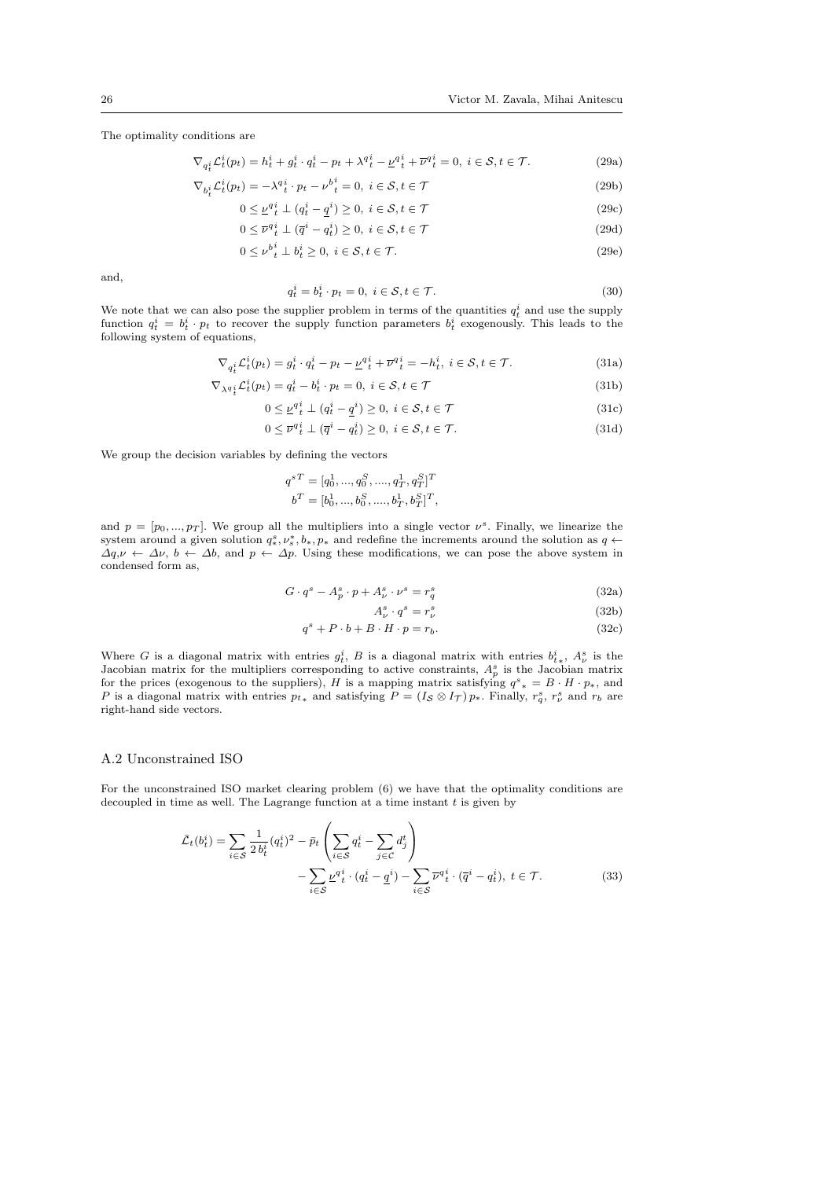The optimality conditions are

$$\nabla_{q_t^i} \mathcal{L}_t^i(p_t) = h_t^i + g_t^i \cdot q_t^i - p_t + \lambda^{q_t^i} - \underline{\nu}^{q_t^i} + \overline{\nu}^{q_t^i} = 0, \; i \in \mathcal{S}, t \in \mathcal{T}. \tag{29a}$$

$$\nabla_{b_t^i} \mathcal{L}_t^i(p_t) = -\lambda^{q_t^i} \cdot p_t - \nu^{b_t^i} = 0, \; i \in \mathcal{S}, t \in \mathcal{T} \tag{29b}$$

$$0 \leq \underline{\nu}^{q_t^i} \perp (q_t^i - \underline{q}^i) \geq 0, \; i \in \mathcal{S}, t \in \mathcal{T} \tag{29c}$$

$$0 \leq \overline{\nu}^{q_t^i} \perp (\overline{q}^i - q_t^i) \geq 0, \; i \in \mathcal{S}, t \in \mathcal{T} \tag{29d}$$

$$0 \leq \nu^{b_t^i} \perp b_t^i \geq 0, \; i \in \mathcal{S}, t \in \mathcal{T}. \tag{29e}$$

and,

$$q_t^i = b_t^i \cdot p_t = 0, \; i \in \mathcal{S}, t \in \mathcal{T}. \tag{30}$$

We note that we can also pose the supplier problem in terms of the quantities $q_t^i$ and use the supply function $q_t^i = b_t^i \cdot p_t$ to recover the supply function parameters $b_t^i$ exogenously. This leads to the following system of equations,

$$\nabla_{q_t^i} \mathcal{L}_t^i(p_t) = g_t^i \cdot q_t^i - p_t - \underline{\nu}^{q_t^i} + \overline{\nu}^{q_t^i} = -h_t^i, \; i \in \mathcal{S}, t \in \mathcal{T}. \tag{31a}$$

$$\nabla_{\lambda^{q_t^i}} \mathcal{L}_t^i(p_t) = q_t^i - b_t^i \cdot p_t = 0, \; i \in \mathcal{S}, t \in \mathcal{T} \tag{31b}$$

$$0 \leq \underline{\nu}^{q_t^i} \perp (q_t^i - \underline{q}^i) \geq 0, \; i \in \mathcal{S}, t \in \mathcal{T} \tag{31c}$$

$$0 \leq \overline{\nu}^{q_t^i} \perp (\overline{q}^i - q_t^i) \geq 0, \; i \in \mathcal{S}, t \in \mathcal{T}. \tag{31d}$$

We group the decision variables by defining the vectors

$$q^{s\,T} = [q_0^1, ..., q_0^S, ...., q_T^1, q_T^S]^T$$
$$b^T = [b_0^1, ..., b_0^S, ...., b_T^1, b_T^S]^T,$$

and $p = [p_0, ..., p_T]$. We group all the multipliers into a single vector $\nu^s$. Finally, we linearize the system around a given solution $q_*^s, \nu_s^*, b_*, p_*$ and redefine the increments around the solution as $q \leftarrow \Delta q, \nu \leftarrow \Delta\nu$, $b \leftarrow \Delta b$, and $p \leftarrow \Delta p$. Using these modifications, we can pose the above system in condensed form as,

$$G \cdot q^s - A_p^s \cdot p + A_\nu^s \cdot \nu^s = r_q^s \tag{32a}$$

$$A_\nu^s \cdot q^s = r_\nu^s \tag{32b}$$

$$q^s + P \cdot b + B \cdot H \cdot p = r_b. \tag{32c}$$

Where $G$ is a diagonal matrix with entries $g_t^i$, $B$ is a diagonal matrix with entries $b_{t*}^i$, $A_\nu^s$ is the Jacobian matrix for the multipliers corresponding to active constraints, $A_p^s$ is the Jacobian matrix for the prices (exogenous to the suppliers), $H$ is a mapping matrix satisfying ${q^s}_* = B \cdot H \cdot p_*$, and $P$ is a diagonal matrix with entries $p_{t*}$ and satisfying $P = (I_\mathcal{S} \otimes I_\mathcal{T})\, p_*$. Finally, $r_q^s$, $r_\nu^s$ and $r_b$ are right-hand side vectors.

## A.2 Unconstrained ISO

For the unconstrained ISO market clearing problem (6) we have that the optimality conditions are decoupled in time as well. The Lagrange function at a time instant $t$ is given by

$$\bar{\mathcal{L}}_t(b_t^i) = \sum_{i \in \mathcal{S}} \frac{1}{2\, b_t^i} (q_t^i)^2 - \bar{p}_t \left( \sum_{i \in \mathcal{S}} q_t^i - \sum_{j \in \mathcal{C}} d_j^t \right) - \sum_{i \in \mathcal{S}} \underline{\nu}^{q_t^i} \cdot (q_t^i - \underline{q}^i) - \sum_{i \in \mathcal{S}} \overline{\nu}^{q_t^i} \cdot (\overline{q}^i - q_t^i), \; t \in \mathcal{T}. \tag{33}$$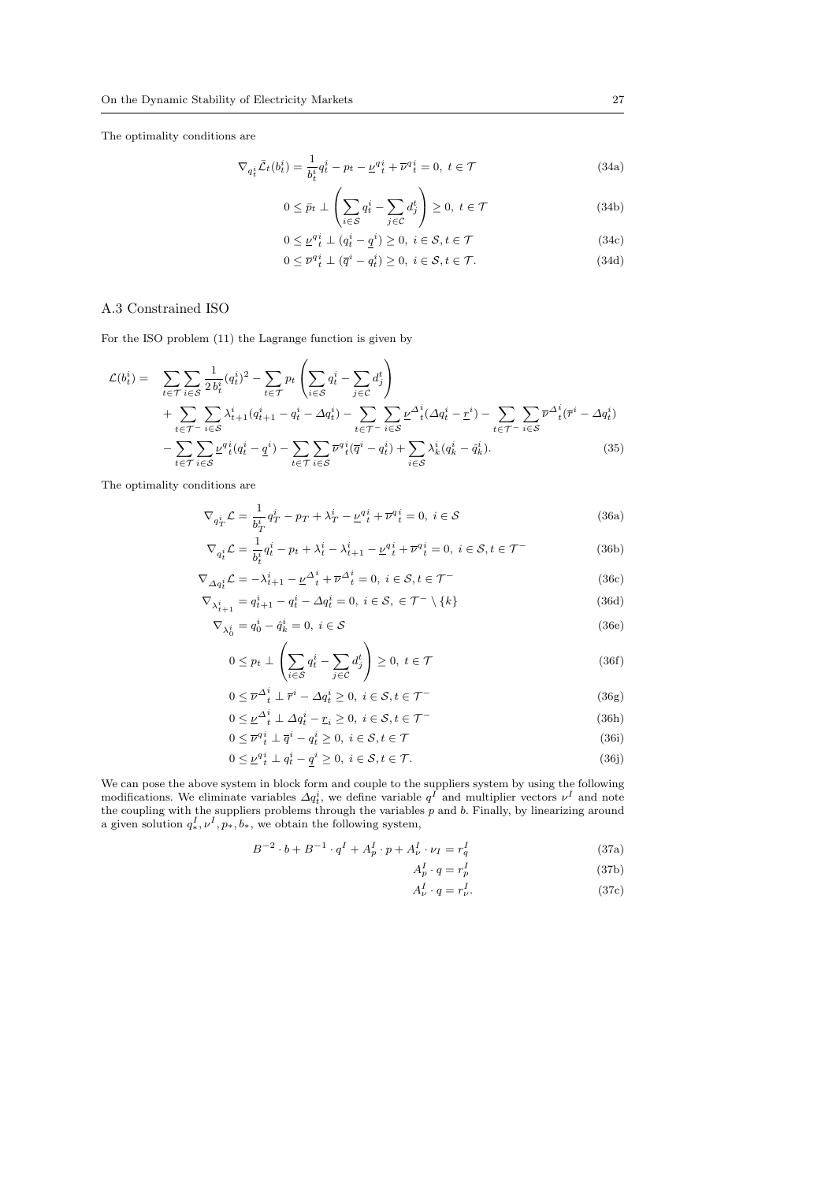The optimality conditions are

$$\nabla_{q_t^i} \tilde{\mathcal{L}}_t(b_t^i) = \frac{1}{b_t^i} q_t^i - p_t - \underline{\nu}^{q\,i}_{\ t} + \overline{\nu}^{q\,i}_{\ t} = 0,\ t \in \mathcal{T} \tag{34a}$$

$$0 \leq \bar{p}_t \perp \left( \sum_{i \in \mathcal{S}} q_t^i - \sum_{j \in \mathcal{C}} d_j^t \right) \geq 0,\ t \in \mathcal{T} \tag{34b}$$

$$0 \leq \underline{\nu}^{q\,i}_{\ t} \perp (q_t^i - \underline{q}^i) \geq 0,\ i \in \mathcal{S}, t \in \mathcal{T} \tag{34c}$$

$$0 \leq \overline{\nu}^{q\,i}_{\ t} \perp (\overline{q}^i - q_t^i) \geq 0,\ i \in \mathcal{S}, t \in \mathcal{T}. \tag{34d}$$

## A.3 Constrained ISO

For the ISO problem (11) the Lagrange function is given by

$$\begin{aligned}
\mathcal{L}(b_t^i) = \quad & \sum_{t \in \mathcal{T}} \sum_{i \in \mathcal{S}} \frac{1}{2\, b_t^i} (q_t^i)^2 - \sum_{t \in \mathcal{T}} p_t \left( \sum_{i \in \mathcal{S}} q_t^i - \sum_{j \in \mathcal{C}} d_j^t \right) \\
& + \sum_{t \in \mathcal{T}^-} \sum_{i \in \mathcal{S}} \lambda_{t+1}^i (q_{t+1}^i - q_t^i - \Delta q_t^i) - \sum_{t \in \mathcal{T}^-} \sum_{i \in \mathcal{S}} \underline{\nu}^{\Delta\,i}_{\ t} (\Delta q_t^i - \underline{r}^i) - \sum_{t \in \mathcal{T}^-} \sum_{i \in \mathcal{S}} \overline{\nu}^{\Delta\,i}_{\ t} (\overline{r}^i - \Delta q_t^i) \\
& - \sum_{t \in \mathcal{T}} \sum_{i \in \mathcal{S}} \underline{\nu}^{q\,i}_{\ t} (q_t^i - \underline{q}^i) - \sum_{t \in \mathcal{T}} \sum_{i \in \mathcal{S}} \overline{\nu}^{q\,i}_{\ t} (\overline{q}^i - q_t^i) + \sum_{i \in \mathcal{S}} \lambda_k^i (q_k^i - \hat{q}_k^i).
\end{aligned} \tag{35}$$

The optimality conditions are

$$\nabla_{q_T^i} \mathcal{L} = \frac{1}{b_T^i} q_T^i - p_T + \lambda_T^i - \underline{\nu}^{q\,i}_{\ t} + \overline{\nu}^{q\,i}_{\ t} = 0,\ i \in \mathcal{S} \tag{36a}$$

$$\nabla_{q_t^i} \mathcal{L} = \frac{1}{b_t^i} q_t^i - p_t + \lambda_t^i - \lambda_{t+1}^i - \underline{\nu}^{q\,i}_{\ t} + \overline{\nu}^{q\,i}_{\ t} = 0,\ i \in \mathcal{S}, t \in \mathcal{T}^- \tag{36b}$$

$$\nabla_{\Delta q_t^i} \mathcal{L} = -\lambda_{t+1}^i - \underline{\nu}^{\Delta\,i}_{\ t} + \overline{\nu}^{\Delta\,i}_{\ t} = 0,\ i \in \mathcal{S}, t \in \mathcal{T}^- \tag{36c}$$

$$\nabla_{\lambda_{t+1}^i} = q_{t+1}^i - q_t^i - \Delta q_t^i = 0,\ i \in \mathcal{S},\ \in \mathcal{T}^- \setminus \{k\} \tag{36d}$$

$$\nabla_{\lambda_0^i} = q_0^i - \hat{q}_k^i = 0,\ i \in \mathcal{S} \tag{36e}$$

$$0 \leq p_t \perp \left( \sum_{i \in \mathcal{S}} q_t^i - \sum_{j \in \mathcal{C}} d_j^t \right) \geq 0,\ t \in \mathcal{T} \tag{36f}$$

$$0 \leq \overline{\nu}^{\Delta\,i}_{\ t} \perp \overline{r}^i - \Delta q_t^i \geq 0,\ i \in \mathcal{S}, t \in \mathcal{T}^- \tag{36g}$$

$$0 \leq \underline{\nu}^{\Delta\,i}_{\ t} \perp \Delta q_t^i - \underline{r}_i \geq 0,\ i \in \mathcal{S}, t \in \mathcal{T}^- \tag{36h}$$

$$0 \leq \overline{\nu}^{q\,i}_{\ t} \perp \overline{q}^i - q_t^i \geq 0,\ i \in \mathcal{S}, t \in \mathcal{T} \tag{36i}$$

$$0 \leq \underline{\nu}^{q\,i}_{\ t} \perp q_t^i - \underline{q}^i \geq 0,\ i \in \mathcal{S}, t \in \mathcal{T}. \tag{36j}$$

We can pose the above system in block form and couple to the suppliers system by using the following modifications. We eliminate variables $\Delta q_t^i$, we define variable $q^I$ and multiplier vectors $\nu^I$ and note the coupling with the suppliers problems through the variables $p$ and $b$. Finally, by linearizing around a given solution $q_*^I, \nu^I, p_*, b_*$, we obtain the following system,

$$B^{-2} \cdot b + B^{-1} \cdot q^I + A_p^I \cdot p + A_\nu^I \cdot \nu_I = r_q^I \tag{37a}$$

$$A_p^I \cdot q = r_p^I \tag{37b}$$

$$A_\nu^I \cdot q = r_\nu^I. \tag{37c}$$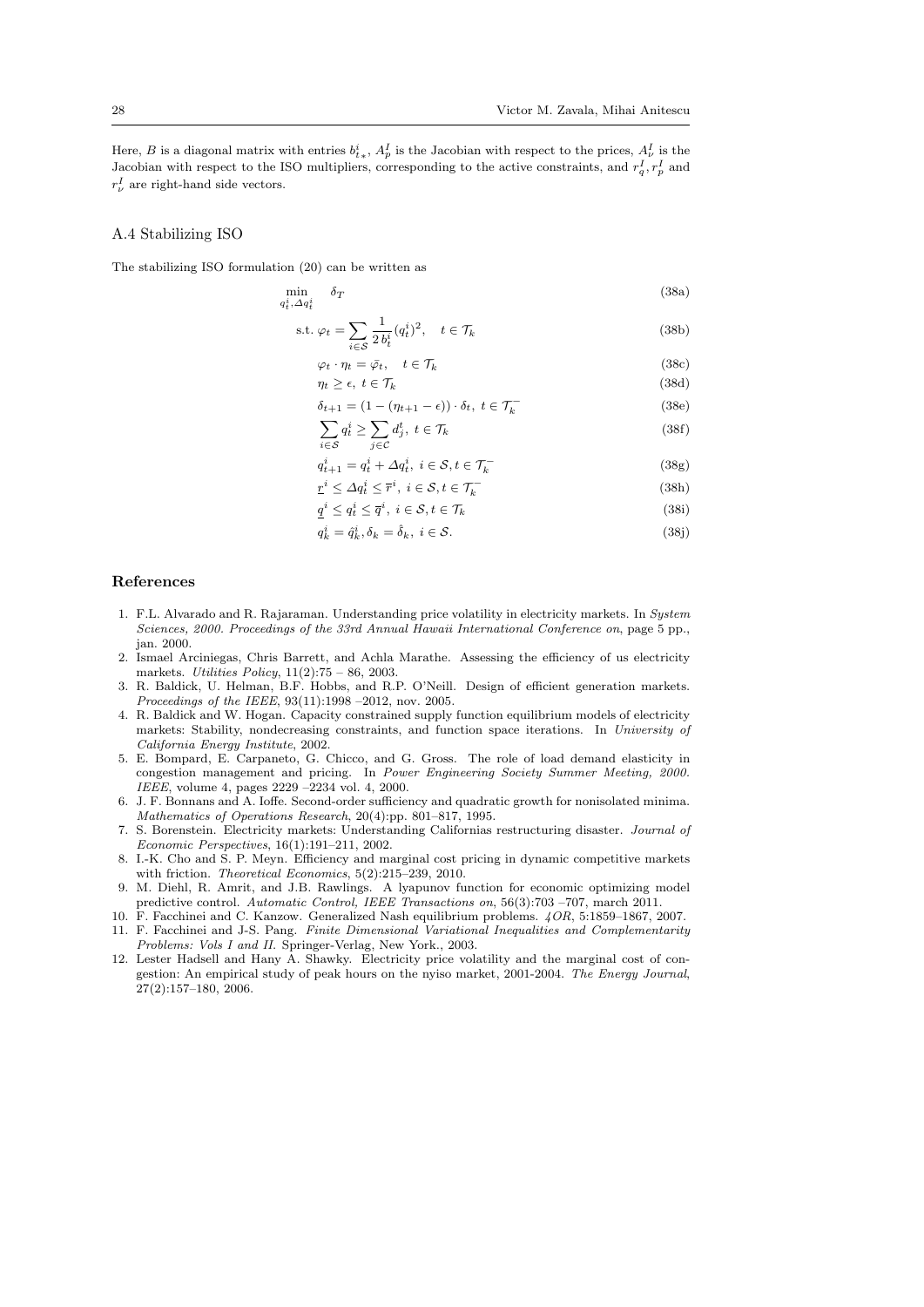Here, $B$ is a diagonal matrix with entries $b_{t*}^i$, $A_p^I$ is the Jacobian with respect to the prices, $A_\nu^I$ is the Jacobian with respect to the ISO multipliers, corresponding to the active constraints, and $r_q^I, r_p^I$ and $r_\nu^I$ are right-hand side vectors.

### A.4 Stabilizing ISO

The stabilizing ISO formulation (20) can be written as

$$
\begin{aligned}
\min_{q_t^i, \Delta q_t^i} \quad & \delta_T && \text{(38a)}\\
\text{s.t.}\ & \varphi_t = \sum_{i \in \mathcal{S}} \frac{1}{2\, b_t^i} (q_t^i)^2, \quad t \in \mathcal{T}_k && \text{(38b)}\\
& \varphi_t \cdot \eta_t = \bar{\varphi}_t, \quad t \in \mathcal{T}_k && \text{(38c)}\\
& \eta_t \geq \epsilon,\ t \in \mathcal{T}_k && \text{(38d)}\\
& \delta_{t+1} = (1 - (\eta_{t+1} - \epsilon)) \cdot \delta_t,\ t \in \mathcal{T}_k^- && \text{(38e)}\\
& \sum_{i \in \mathcal{S}} q_t^i \geq \sum_{j \in \mathcal{C}} d_j^t,\ t \in \mathcal{T}_k && \text{(38f)}\\
& q_{t+1}^i = q_t^i + \Delta q_t^i,\ i \in \mathcal{S}, t \in \mathcal{T}_k^- && \text{(38g)}\\
& \underline{r}^i \leq \Delta q_t^i \leq \overline{r}^i,\ i \in \mathcal{S}, t \in \mathcal{T}_k^- && \text{(38h)}\\
& \underline{q}^i \leq q_t^i \leq \overline{q}^i,\ i \in \mathcal{S}, t \in \mathcal{T}_k && \text{(38i)}\\
& q_k^i = \hat{q}_k^i, \delta_k = \hat{\delta}_k,\ i \in \mathcal{S}. && \text{(38j)}
\end{aligned}
$$

## References

1. F.L. Alvarado and R. Rajaraman. Understanding price volatility in electricity markets. In *System Sciences, 2000. Proceedings of the 33rd Annual Hawaii International Conference on*, page 5 pp., jan. 2000.
2. Ismael Arciniegas, Chris Barrett, and Achla Marathe. Assessing the efficiency of us electricity markets. *Utilities Policy*, 11(2):75 – 86, 2003.
3. R. Baldick, U. Helman, B.F. Hobbs, and R.P. O'Neill. Design of efficient generation markets. *Proceedings of the IEEE*, 93(11):1998 –2012, nov. 2005.
4. R. Baldick and W. Hogan. Capacity constrained supply function equilibrium models of electricity markets: Stability, nondecreasing constraints, and function space iterations. In *University of California Energy Institute*, 2002.
5. E. Bompard, E. Carpaneto, G. Chicco, and G. Gross. The role of load demand elasticity in congestion management and pricing. In *Power Engineering Society Summer Meeting, 2000. IEEE*, volume 4, pages 2229 –2234 vol. 4, 2000.
6. J. F. Bonnans and A. Ioffe. Second-order sufficiency and quadratic growth for nonisolated minima. *Mathematics of Operations Research*, 20(4):pp. 801–817, 1995.
7. S. Borenstein. Electricity markets: Understanding Californias restructuring disaster. *Journal of Economic Perspectives*, 16(1):191–211, 2002.
8. I.-K. Cho and S. P. Meyn. Efficiency and marginal cost pricing in dynamic competitive markets with friction. *Theoretical Economics*, 5(2):215–239, 2010.
9. M. Diehl, R. Amrit, and J.B. Rawlings. A lyapunov function for economic optimizing model predictive control. *Automatic Control, IEEE Transactions on*, 56(3):703 –707, march 2011.
10. F. Facchinei and C. Kanzow. Generalized Nash equilibrium problems. *4OR*, 5:1859–1867, 2007.
11. F. Facchinei and J-S. Pang. *Finite Dimensional Variational Inequalities and Complementarity Problems: Vols I and II*. Springer-Verlag, New York., 2003.
12. Lester Hadsell and Hany A. Shawky. Electricity price volatility and the marginal cost of congestion: An empirical study of peak hours on the nyiso market, 2001-2004. *The Energy Journal*, 27(2):157–180, 2006.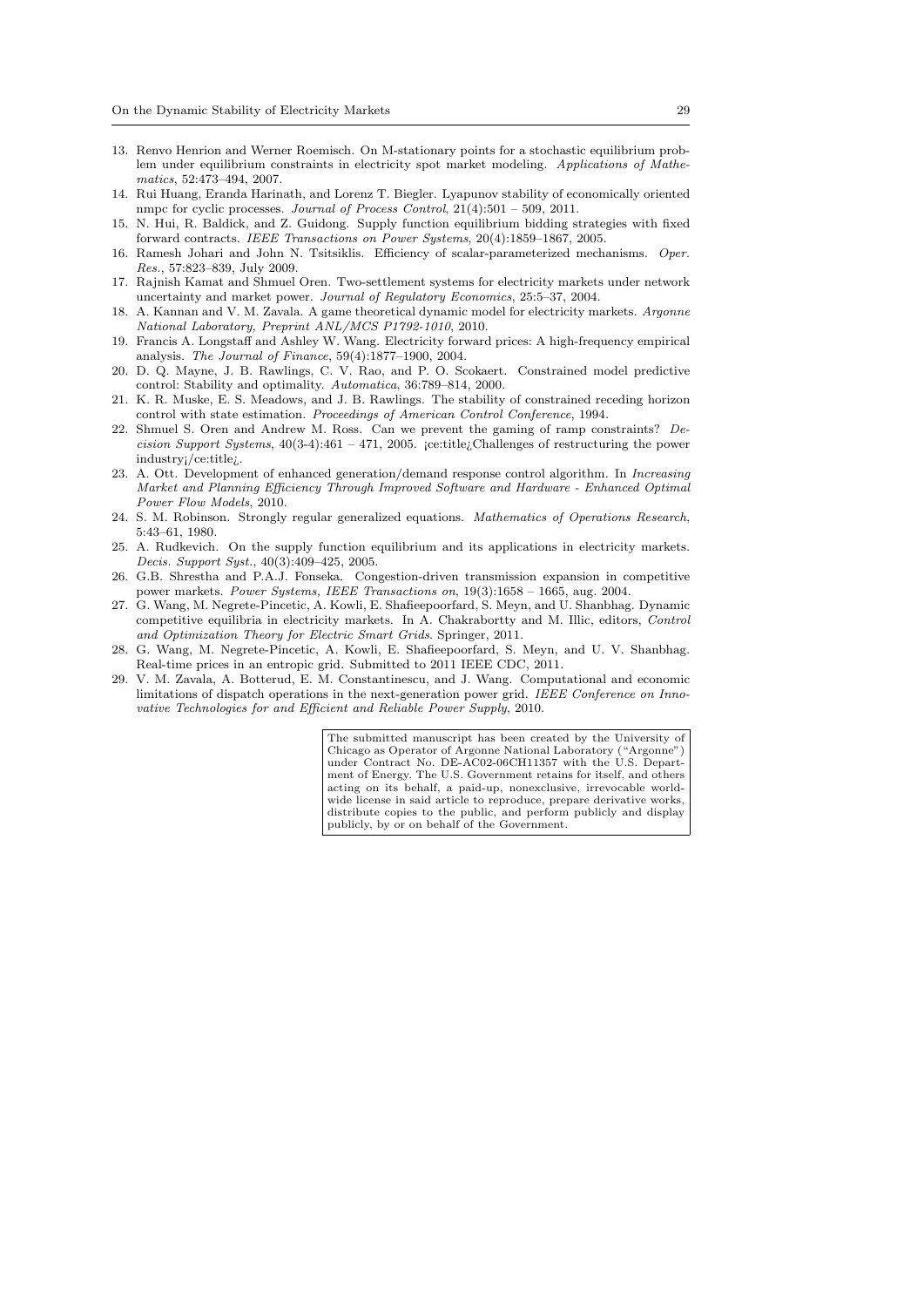13. Renvo Henrion and Werner Roemisch. On M-stationary points for a stochastic equilibrium problem under equilibrium constraints in electricity spot market modeling. *Applications of Mathematics*, 52:473–494, 2007.
14. Rui Huang, Eranda Harinath, and Lorenz T. Biegler. Lyapunov stability of economically oriented nmpc for cyclic processes. *Journal of Process Control*, 21(4):501 – 509, 2011.
15. N. Hui, R. Baldick, and Z. Guidong. Supply function equilibrium bidding strategies with fixed forward contracts. *IEEE Transactions on Power Systems*, 20(4):1859–1867, 2005.
16. Ramesh Johari and John N. Tsitsiklis. Efficiency of scalar-parameterized mechanisms. *Oper. Res.*, 57:823–839, July 2009.
17. Rajnish Kamat and Shmuel Oren. Two-settlement systems for electricity markets under network uncertainty and market power. *Journal of Regulatory Economics*, 25:5–37, 2004.
18. A. Kannan and V. M. Zavala. A game theoretical dynamic model for electricity markets. *Argonne National Laboratory, Preprint ANL/MCS P1792-1010*, 2010.
19. Francis A. Longstaff and Ashley W. Wang. Electricity forward prices: A high-frequency empirical analysis. *The Journal of Finance*, 59(4):1877–1900, 2004.
20. D. Q. Mayne, J. B. Rawlings, C. V. Rao, and P. O. Scokaert. Constrained model predictive control: Stability and optimality. *Automatica*, 36:789–814, 2000.
21. K. R. Muske, E. S. Meadows, and J. B. Rawlings. The stability of constrained receding horizon control with state estimation. *Proceedings of American Control Conference*, 1994.
22. Shmuel S. Oren and Andrew M. Ross. Can we prevent the gaming of ramp constraints? *Decision Support Systems*, 40(3-4):461 – 471, 2005. ¡ce:title¿Challenges of restructuring the power industry¡/ce:title¿.
23. A. Ott. Development of enhanced generation/demand response control algorithm. In *Increasing Market and Planning Efficiency Through Improved Software and Hardware - Enhanced Optimal Power Flow Models*, 2010.
24. S. M. Robinson. Strongly regular generalized equations. *Mathematics of Operations Research*, 5:43–61, 1980.
25. A. Rudkevich. On the supply function equilibrium and its applications in electricity markets. *Decis. Support Syst.*, 40(3):409–425, 2005.
26. G.B. Shrestha and P.A.J. Fonseka. Congestion-driven transmission expansion in competitive power markets. *Power Systems, IEEE Transactions on*, 19(3):1658 – 1665, aug. 2004.
27. G. Wang, M. Negrete-Pincetic, A. Kowli, E. Shafieepoorfard, S. Meyn, and U. Shanbhag. Dynamic competitive equilibria in electricity markets. In A. Chakrabortty and M. Illic, editors, *Control and Optimization Theory for Electric Smart Grids*. Springer, 2011.
28. G. Wang, M. Negrete-Pincetic, A. Kowli, E. Shafieepoorfard, S. Meyn, and U. V. Shanbhag. Real-time prices in an entropic grid. Submitted to 2011 IEEE CDC, 2011.
29. V. M. Zavala, A. Botterud, E. M. Constantinescu, and J. Wang. Computational and economic limitations of dispatch operations in the next-generation power grid. *IEEE Conference on Innovative Technologies for and Efficient and Reliable Power Supply*, 2010.

The submitted manuscript has been created by the University of Chicago as Operator of Argonne National Laboratory ("Argonne") under Contract No. DE-AC02-06CH11357 with the U.S. Department of Energy. The U.S. Government retains for itself, and others acting on its behalf, a paid-up, nonexclusive, irrevocable worldwide license in said article to reproduce, prepare derivative works, distribute copies to the public, and perform publicly and display publicly, by or on behalf of the Government.